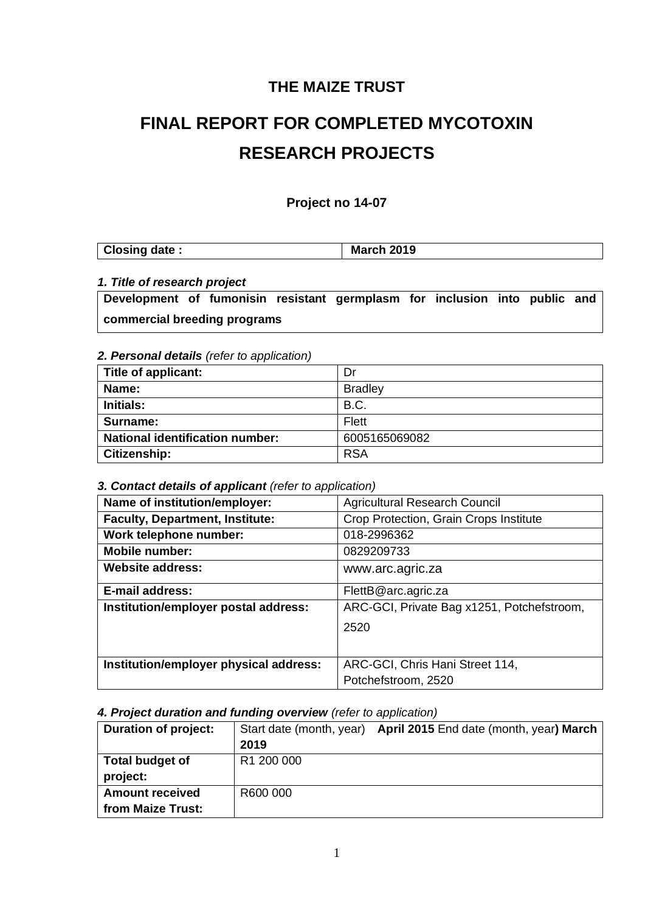# THE MAIZE TRUST

# FINAL REPORT FOR COMPLETED MYCOTOXIN RESEARCH PROJECTS

### Project no 14-07

| **Closing date :** | **March 2019** |
|---|---|

***1. Title of research project***

| **Development of fumonisin resistant germplasm for inclusion into public and commercial breeding programs** |
|---|

***2. Personal details*** *(refer to application)*

| **Title of applicant:** | Dr |
|---|---|
| **Name:** | Bradley |
| **Initials:** | B.C. |
| **Surname:** | Flett |
| **National identification number:** | 6005165069082 |
| **Citizenship:** | RSA |

***3. Contact details of applicant*** *(refer to application)*

| **Name of institution/employer:** | Agricultural Research Council |
|---|---|
| **Faculty, Department, Institute:** | Crop Protection, Grain Crops Institute |
| **Work telephone number:** | 018-2996362 |
| **Mobile number:** | 0829209733 |
| **Website address:** | www.arc.agric.za |
| **E-mail address:** | FlettB@arc.agric.za |
| **Institution/employer postal address:** | ARC-GCI, Private Bag x1251, Potchefstroom, 2520 |
| **Institution/employer physical address:** | ARC-GCI, Chris Hani Street 114, Potchefstroom, 2520 |

***4. Project duration and funding overview*** *(refer to application)*

| **Duration of project:** | Start date (month, year) **April 2015** End date (month, year**) March 2019** |
|---|---|
| **Total budget of project:** | R1 200 000 |
| **Amount received from Maize Trust:** | R600 000 |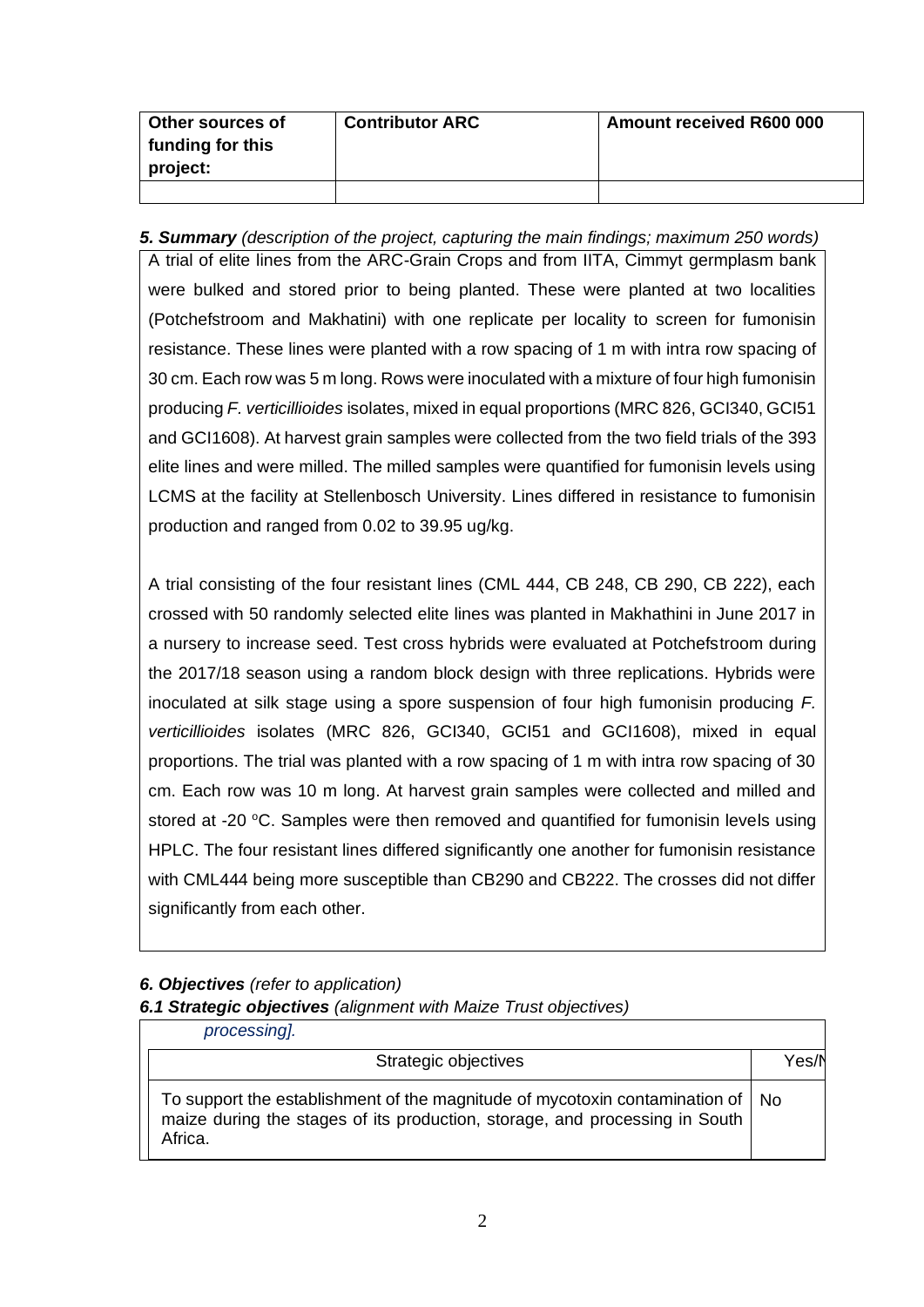| Other sources of funding for this project: | Contributor ARC | Amount received R600 000 |
| --- | --- | --- |
| | | |

***5. Summary*** *(description of the project, capturing the main findings; maximum 250 words)*

A trial of elite lines from the ARC-Grain Crops and from IITA, Cimmyt germplasm bank were bulked and stored prior to being planted. These were planted at two localities (Potchefstroom and Makhatini) with one replicate per locality to screen for fumonisin resistance. These lines were planted with a row spacing of 1 m with intra row spacing of 30 cm. Each row was 5 m long. Rows were inoculated with a mixture of four high fumonisin producing *F. verticillioides* isolates, mixed in equal proportions (MRC 826, GCI340, GCI51 and GCI1608). At harvest grain samples were collected from the two field trials of the 393 elite lines and were milled. The milled samples were quantified for fumonisin levels using LCMS at the facility at Stellenbosch University. Lines differed in resistance to fumonisin production and ranged from 0.02 to 39.95 ug/kg.

A trial consisting of the four resistant lines (CML 444, CB 248, CB 290, CB 222), each crossed with 50 randomly selected elite lines was planted in Makhathini in June 2017 in a nursery to increase seed. Test cross hybrids were evaluated at Potchefstroom during the 2017/18 season using a random block design with three replications. Hybrids were inoculated at silk stage using a spore suspension of four high fumonisin producing *F. verticillioides* isolates (MRC 826, GCI340, GCI51 and GCI1608), mixed in equal proportions. The trial was planted with a row spacing of 1 m with intra row spacing of 30 cm. Each row was 10 m long. At harvest grain samples were collected and milled and stored at -20 $^{o}$C. Samples were then removed and quantified for fumonisin levels using HPLC. The four resistant lines differed significantly one another for fumonisin resistance with CML444 being more susceptible than CB290 and CB222. The crosses did not differ significantly from each other.

***6. Objectives*** *(refer to application)*

***6.1 Strategic objectives*** *(alignment with Maize Trust objectives)*

*processing].*

| Strategic objectives | Yes/N |
| --- | --- |
| To support the establishment of the magnitude of mycotoxin contamination of maize during the stages of its production, storage, and processing in South Africa. | No |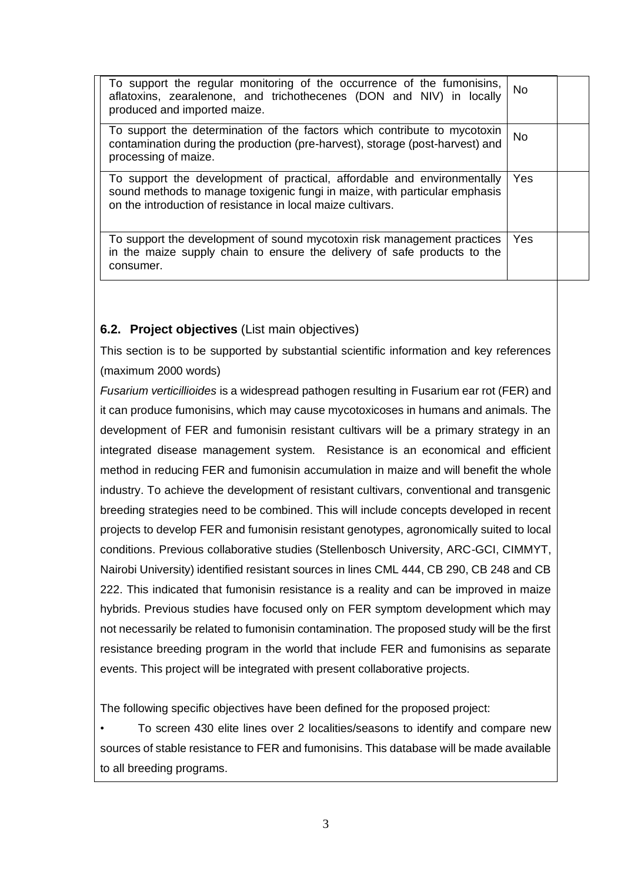| | | |
|---|---|---|
| To support the regular monitoring of the occurrence of the fumonisins, aflatoxins, zearalenone, and trichothecenes (DON and NIV) in locally produced and imported maize. | No | |
| To support the determination of the factors which contribute to mycotoxin contamination during the production (pre-harvest), storage (post-harvest) and processing of maize. | No | |
| To support the development of practical, affordable and environmentally sound methods to manage toxigenic fungi in maize, with particular emphasis on the introduction of resistance in local maize cultivars. | Yes | |
| To support the development of sound mycotoxin risk management practices in the maize supply chain to ensure the delivery of safe products to the consumer. | Yes | |

### 6.2. Project objectives (List main objectives)

This section is to be supported by substantial scientific information and key references (maximum 2000 words)

*Fusarium verticillioides* is a widespread pathogen resulting in Fusarium ear rot (FER) and it can produce fumonisins, which may cause mycotoxicoses in humans and animals. The development of FER and fumonisin resistant cultivars will be a primary strategy in an integrated disease management system. Resistance is an economical and efficient method in reducing FER and fumonisin accumulation in maize and will benefit the whole industry. To achieve the development of resistant cultivars, conventional and transgenic breeding strategies need to be combined. This will include concepts developed in recent projects to develop FER and fumonisin resistant genotypes, agronomically suited to local conditions. Previous collaborative studies (Stellenbosch University, ARC-GCI, CIMMYT, Nairobi University) identified resistant sources in lines CML 444, CB 290, CB 248 and CB 222. This indicated that fumonisin resistance is a reality and can be improved in maize hybrids. Previous studies have focused only on FER symptom development which may not necessarily be related to fumonisin contamination. The proposed study will be the first resistance breeding program in the world that include FER and fumonisins as separate events. This project will be integrated with present collaborative projects.

The following specific objectives have been defined for the proposed project:

- To screen 430 elite lines over 2 localities/seasons to identify and compare new sources of stable resistance to FER and fumonisins. This database will be made available to all breeding programs.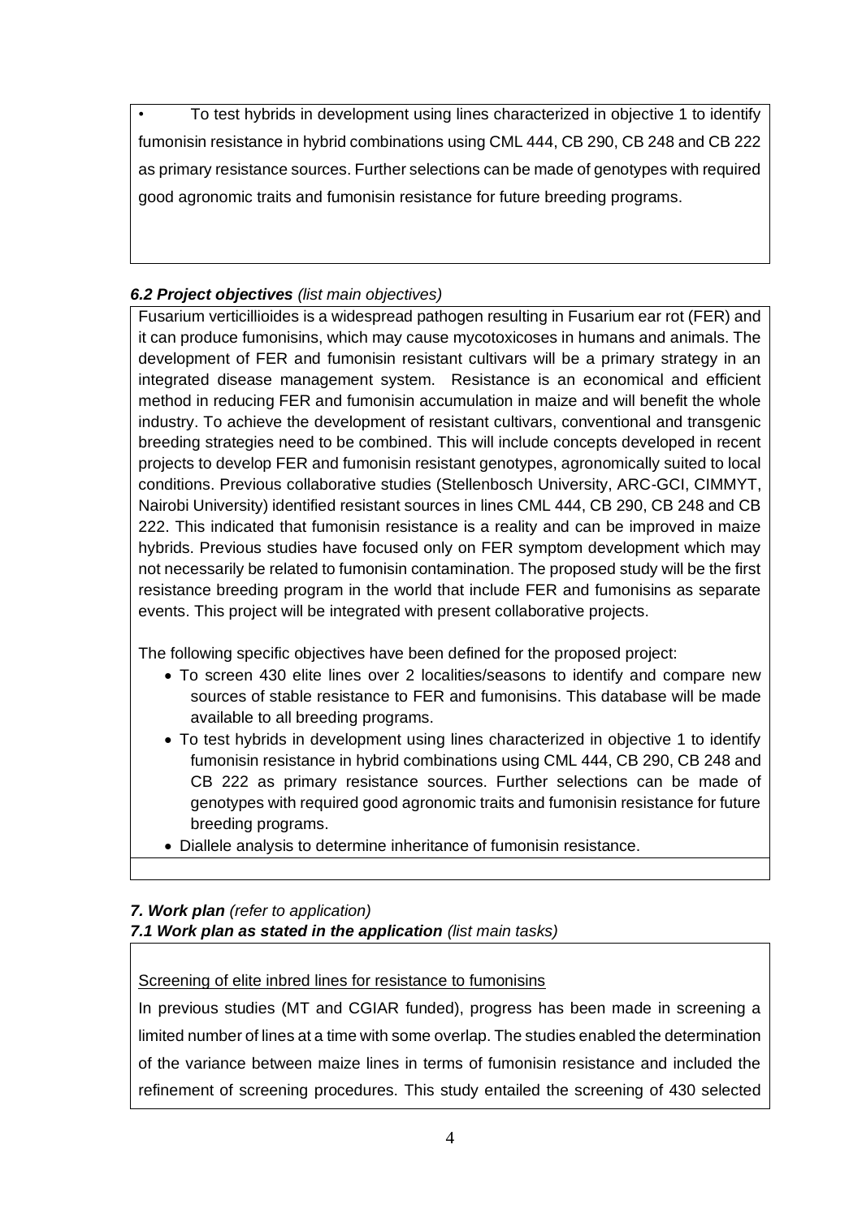- To test hybrids in development using lines characterized in objective 1 to identify fumonisin resistance in hybrid combinations using CML 444, CB 290, CB 248 and CB 222 as primary resistance sources. Further selections can be made of genotypes with required good agronomic traits and fumonisin resistance for future breeding programs.

### *6.2 Project objectives (list main objectives)*

Fusarium verticillioides is a widespread pathogen resulting in Fusarium ear rot (FER) and it can produce fumonisins, which may cause mycotoxicoses in humans and animals. The development of FER and fumonisin resistant cultivars will be a primary strategy in an integrated disease management system. Resistance is an economical and efficient method in reducing FER and fumonisin accumulation in maize and will benefit the whole industry. To achieve the development of resistant cultivars, conventional and transgenic breeding strategies need to be combined. This will include concepts developed in recent projects to develop FER and fumonisin resistant genotypes, agronomically suited to local conditions. Previous collaborative studies (Stellenbosch University, ARC-GCI, CIMMYT, Nairobi University) identified resistant sources in lines CML 444, CB 290, CB 248 and CB 222. This indicated that fumonisin resistance is a reality and can be improved in maize hybrids. Previous studies have focused only on FER symptom development which may not necessarily be related to fumonisin contamination. The proposed study will be the first resistance breeding program in the world that include FER and fumonisins as separate events. This project will be integrated with present collaborative projects.

The following specific objectives have been defined for the proposed project:

- To screen 430 elite lines over 2 localities/seasons to identify and compare new sources of stable resistance to FER and fumonisins. This database will be made available to all breeding programs.
- To test hybrids in development using lines characterized in objective 1 to identify fumonisin resistance in hybrid combinations using CML 444, CB 290, CB 248 and CB 222 as primary resistance sources. Further selections can be made of genotypes with required good agronomic traits and fumonisin resistance for future breeding programs.
- Diallele analysis to determine inheritance of fumonisin resistance.

### *7. Work plan (refer to application)*

### *7.1 Work plan as stated in the application (list main tasks)*

Screening of elite inbred lines for resistance to fumonisins

In previous studies (MT and CGIAR funded), progress has been made in screening a limited number of lines at a time with some overlap. The studies enabled the determination of the variance between maize lines in terms of fumonisin resistance and included the refinement of screening procedures. This study entailed the screening of 430 selected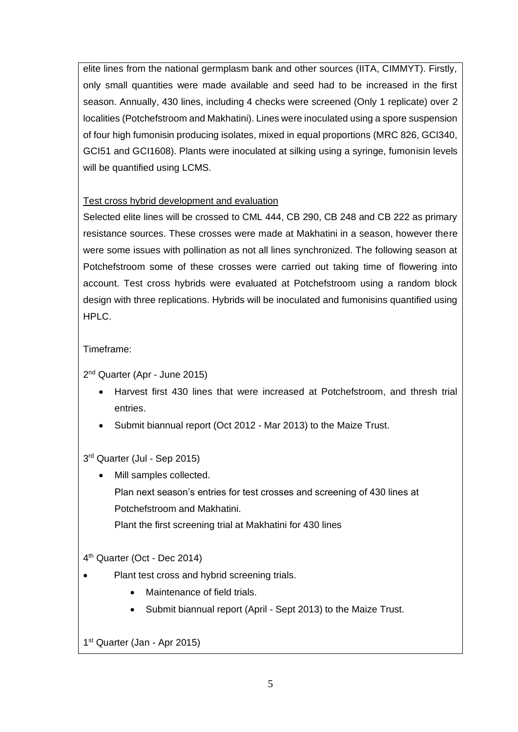elite lines from the national germplasm bank and other sources (IITA, CIMMYT). Firstly, only small quantities were made available and seed had to be increased in the first season. Annually, 430 lines, including 4 checks were screened (Only 1 replicate) over 2 localities (Potchefstroom and Makhatini). Lines were inoculated using a spore suspension of four high fumonisin producing isolates, mixed in equal proportions (MRC 826, GCI340, GCI51 and GCI1608). Plants were inoculated at silking using a syringe, fumonisin levels will be quantified using LCMS.

<u>Test cross hybrid development and evaluation</u>

Selected elite lines will be crossed to CML 444, CB 290, CB 248 and CB 222 as primary resistance sources. These crosses were made at Makhatini in a season, however there were some issues with pollination as not all lines synchronized. The following season at Potchefstroom some of these crosses were carried out taking time of flowering into account. Test cross hybrids were evaluated at Potchefstroom using a random block design with three replications. Hybrids will be inoculated and fumonisins quantified using HPLC.

Timeframe:

2nd Quarter (Apr - June 2015)

- Harvest first 430 lines that were increased at Potchefstroom, and thresh trial entries.
- Submit biannual report (Oct 2012 - Mar 2013) to the Maize Trust.

3rd Quarter (Jul - Sep 2015)

- Mill samples collected.
  Plan next season's entries for test crosses and screening of 430 lines at Potchefstroom and Makhatini.
  Plant the first screening trial at Makhatini for 430 lines

4th Quarter (Oct - Dec 2014)

- Plant test cross and hybrid screening trials.
    - Maintenance of field trials.
    - Submit biannual report (April - Sept 2013) to the Maize Trust.

1st Quarter (Jan - Apr 2015)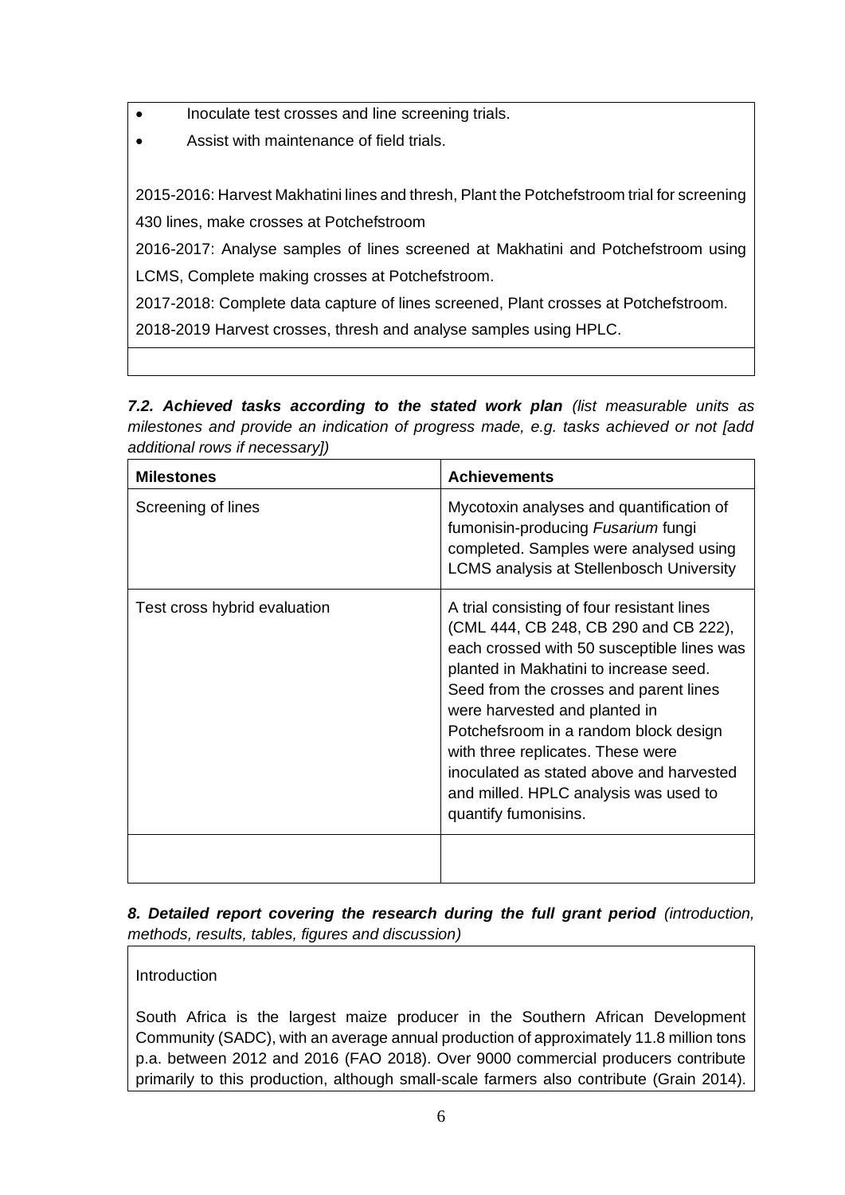- Inoculate test crosses and line screening trials.
- Assist with maintenance of field trials.

2015-2016: Harvest Makhatini lines and thresh, Plant the Potchefstroom trial for screening 430 lines, make crosses at Potchefstroom

2016-2017: Analyse samples of lines screened at Makhatini and Potchefstroom using LCMS, Complete making crosses at Potchefstroom.

2017-2018: Complete data capture of lines screened, Plant crosses at Potchefstroom.

2018-2019 Harvest crosses, thresh and analyse samples using HPLC.

***7.2. Achieved tasks according to the stated work plan*** *(list measurable units as milestones and provide an indication of progress made, e.g. tasks achieved or not [add additional rows if necessary])*

| **Milestones** | **Achievements** |
| --- | --- |
| Screening of lines | Mycotoxin analyses and quantification of fumonisin-producing *Fusarium* fungi completed. Samples were analysed using LCMS analysis at Stellenbosch University |
| Test cross hybrid evaluation | A trial consisting of four resistant lines (CML 444, CB 248, CB 290 and CB 222), each crossed with 50 susceptible lines was planted in Makhatini to increase seed. Seed from the crosses and parent lines were harvested and planted in Potchefsroom in a random block design with three replicates. These were inoculated as stated above and harvested and milled. HPLC analysis was used to quantify fumonisins. |
| | |

***8. Detailed report covering the research during the full grant period*** *(introduction, methods, results, tables, figures and discussion)*

Introduction

South Africa is the largest maize producer in the Southern African Development Community (SADC), with an average annual production of approximately 11.8 million tons p.a. between 2012 and 2016 (FAO 2018). Over 9000 commercial producers contribute primarily to this production, although small-scale farmers also contribute (Grain 2014).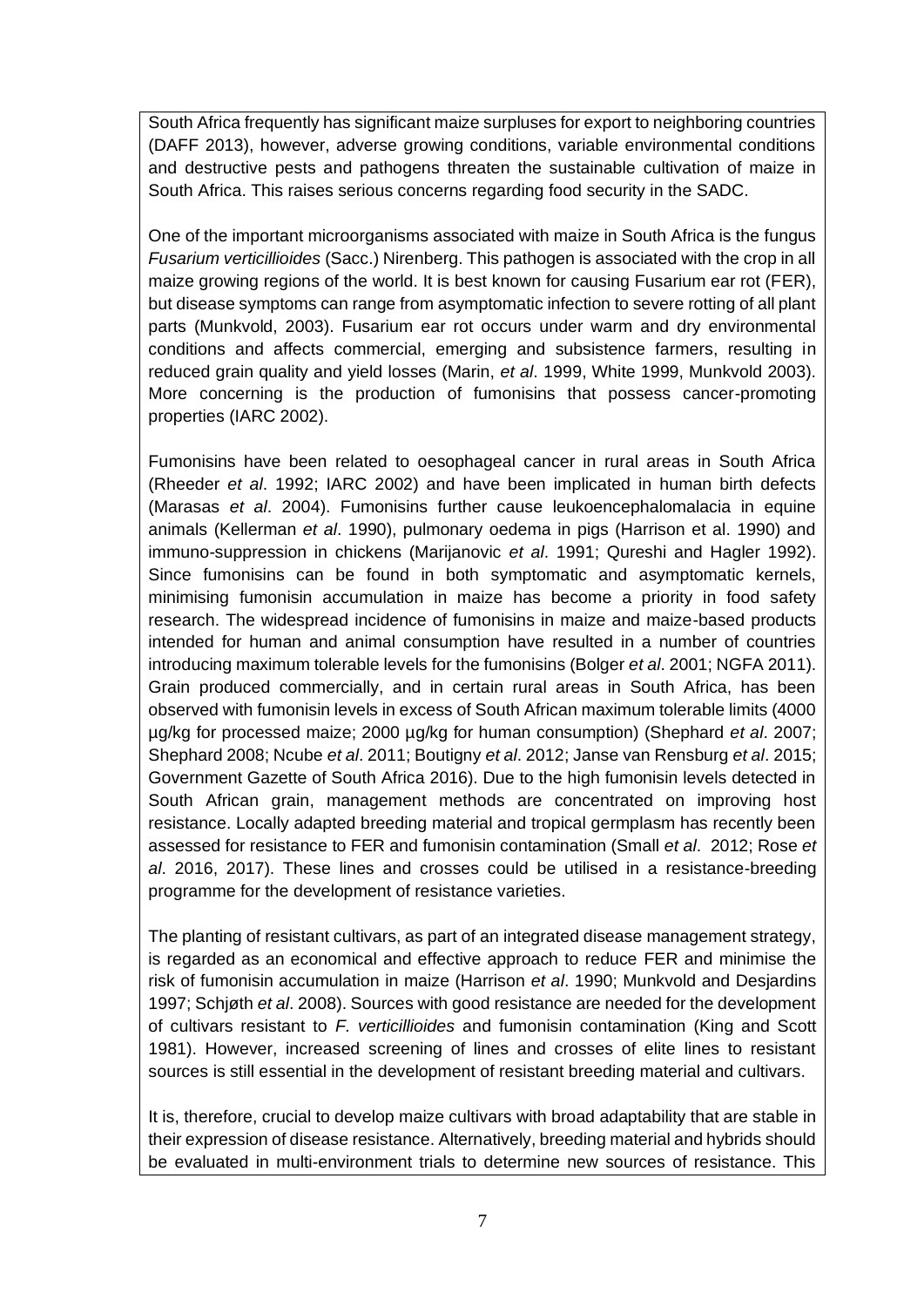South Africa frequently has significant maize surpluses for export to neighboring countries (DAFF 2013), however, adverse growing conditions, variable environmental conditions and destructive pests and pathogens threaten the sustainable cultivation of maize in South Africa. This raises serious concerns regarding food security in the SADC.

One of the important microorganisms associated with maize in South Africa is the fungus *Fusarium verticillioides* (Sacc.) Nirenberg. This pathogen is associated with the crop in all maize growing regions of the world. It is best known for causing Fusarium ear rot (FER), but disease symptoms can range from asymptomatic infection to severe rotting of all plant parts (Munkvold, 2003). Fusarium ear rot occurs under warm and dry environmental conditions and affects commercial, emerging and subsistence farmers, resulting in reduced grain quality and yield losses (Marin, *et al*. 1999, White 1999, Munkvold 2003). More concerning is the production of fumonisins that possess cancer-promoting properties (IARC 2002).

Fumonisins have been related to oesophageal cancer in rural areas in South Africa (Rheeder *et al*. 1992; IARC 2002) and have been implicated in human birth defects (Marasas *et al*. 2004). Fumonisins further cause leukoencephalomalacia in equine animals (Kellerman *et al*. 1990), pulmonary oedema in pigs (Harrison et al. 1990) and immuno-suppression in chickens (Marijanovic *et al*. 1991; Qureshi and Hagler 1992). Since fumonisins can be found in both symptomatic and asymptomatic kernels, minimising fumonisin accumulation in maize has become a priority in food safety research. The widespread incidence of fumonisins in maize and maize-based products intended for human and animal consumption have resulted in a number of countries introducing maximum tolerable levels for the fumonisins (Bolger *et al*. 2001; NGFA 2011). Grain produced commercially, and in certain rural areas in South Africa, has been observed with fumonisin levels in excess of South African maximum tolerable limits (4000 µg/kg for processed maize; 2000 µg/kg for human consumption) (Shephard *et al*. 2007; Shephard 2008; Ncube *et al*. 2011; Boutigny *et al*. 2012; Janse van Rensburg *et al*. 2015; Government Gazette of South Africa 2016). Due to the high fumonisin levels detected in South African grain, management methods are concentrated on improving host resistance. Locally adapted breeding material and tropical germplasm has recently been assessed for resistance to FER and fumonisin contamination (Small *et al*. 2012; Rose *et al*. 2016, 2017). These lines and crosses could be utilised in a resistance-breeding programme for the development of resistance varieties.

The planting of resistant cultivars, as part of an integrated disease management strategy, is regarded as an economical and effective approach to reduce FER and minimise the risk of fumonisin accumulation in maize (Harrison *et al*. 1990; Munkvold and Desjardins 1997; Schjøth *et al*. 2008). Sources with good resistance are needed for the development of cultivars resistant to *F. verticillioides* and fumonisin contamination (King and Scott 1981). However, increased screening of lines and crosses of elite lines to resistant sources is still essential in the development of resistant breeding material and cultivars.

It is, therefore, crucial to develop maize cultivars with broad adaptability that are stable in their expression of disease resistance. Alternatively, breeding material and hybrids should be evaluated in multi-environment trials to determine new sources of resistance. This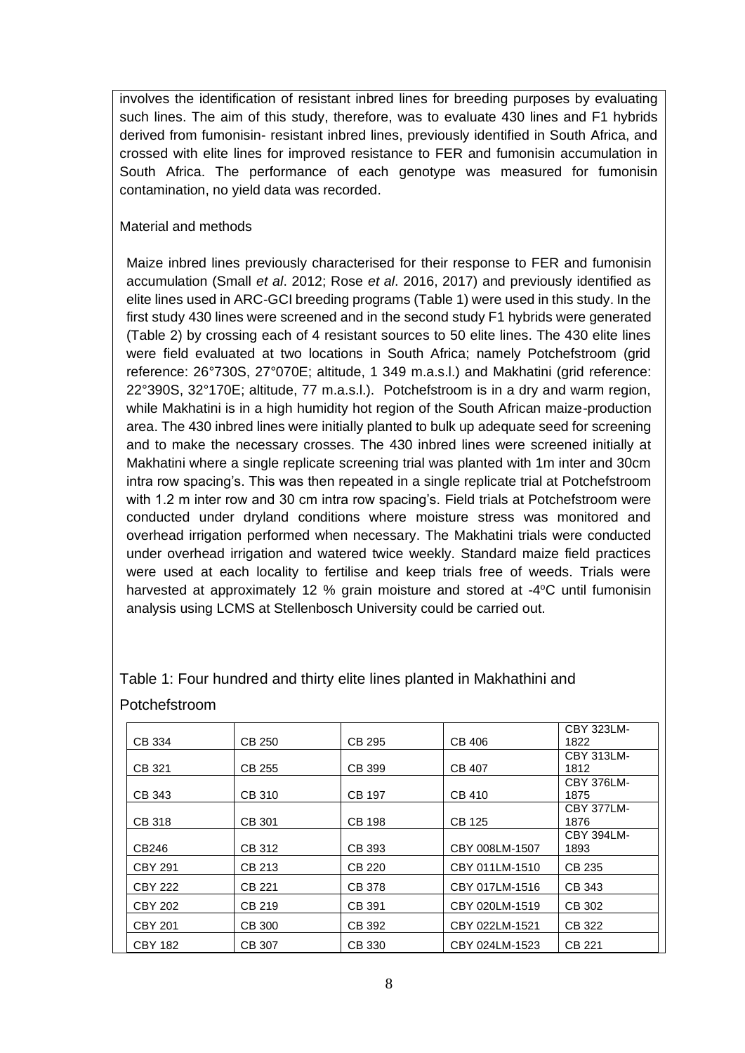involves the identification of resistant inbred lines for breeding purposes by evaluating such lines. The aim of this study, therefore, was to evaluate 430 lines and F1 hybrids derived from fumonisin- resistant inbred lines, previously identified in South Africa, and crossed with elite lines for improved resistance to FER and fumonisin accumulation in South Africa. The performance of each genotype was measured for fumonisin contamination, no yield data was recorded.

Material and methods

Maize inbred lines previously characterised for their response to FER and fumonisin accumulation (Small *et al*. 2012; Rose *et al*. 2016, 2017) and previously identified as elite lines used in ARC-GCI breeding programs (Table 1) were used in this study. In the first study 430 lines were screened and in the second study F1 hybrids were generated (Table 2) by crossing each of 4 resistant sources to 50 elite lines. The 430 elite lines were field evaluated at two locations in South Africa; namely Potchefstroom (grid reference: 26°730S, 27°070E; altitude, 1 349 m.a.s.l.) and Makhatini (grid reference: 22°390S, 32°170E; altitude, 77 m.a.s.l.). Potchefstroom is in a dry and warm region, while Makhatini is in a high humidity hot region of the South African maize-production area. The 430 inbred lines were initially planted to bulk up adequate seed for screening and to make the necessary crosses. The 430 inbred lines were screened initially at Makhatini where a single replicate screening trial was planted with 1m inter and 30cm intra row spacing's. This was then repeated in a single replicate trial at Potchefstroom with 1.2 m inter row and 30 cm intra row spacing's. Field trials at Potchefstroom were conducted under dryland conditions where moisture stress was monitored and overhead irrigation performed when necessary. The Makhatini trials were conducted under overhead irrigation and watered twice weekly. Standard maize field practices were used at each locality to fertilise and keep trials free of weeds. Trials were harvested at approximately 12 % grain moisture and stored at -4°C until fumonisin analysis using LCMS at Stellenbosch University could be carried out.

Table 1: Four hundred and thirty elite lines planted in Makhathini and Potchefstroom

| | | | | |
|---|---|---|---|---|
| CB 334 | CB 250 | CB 295 | CB 406 | CBY 323LM-1822 |
| CB 321 | CB 255 | CB 399 | CB 407 | CBY 313LM-1812 |
| CB 343 | CB 310 | CB 197 | CB 410 | CBY 376LM-1875 |
| CB 318 | CB 301 | CB 198 | CB 125 | CBY 377LM-1876 |
| CB246 | CB 312 | CB 393 | CBY 008LM-1507 | CBY 394LM-1893 |
| CBY 291 | CB 213 | CB 220 | CBY 011LM-1510 | CB 235 |
| CBY 222 | CB 221 | CB 378 | CBY 017LM-1516 | CB 343 |
| CBY 202 | CB 219 | CB 391 | CBY 020LM-1519 | CB 302 |
| CBY 201 | CB 300 | CB 392 | CBY 022LM-1521 | CB 322 |
| CBY 182 | CB 307 | CB 330 | CBY 024LM-1523 | CB 221 |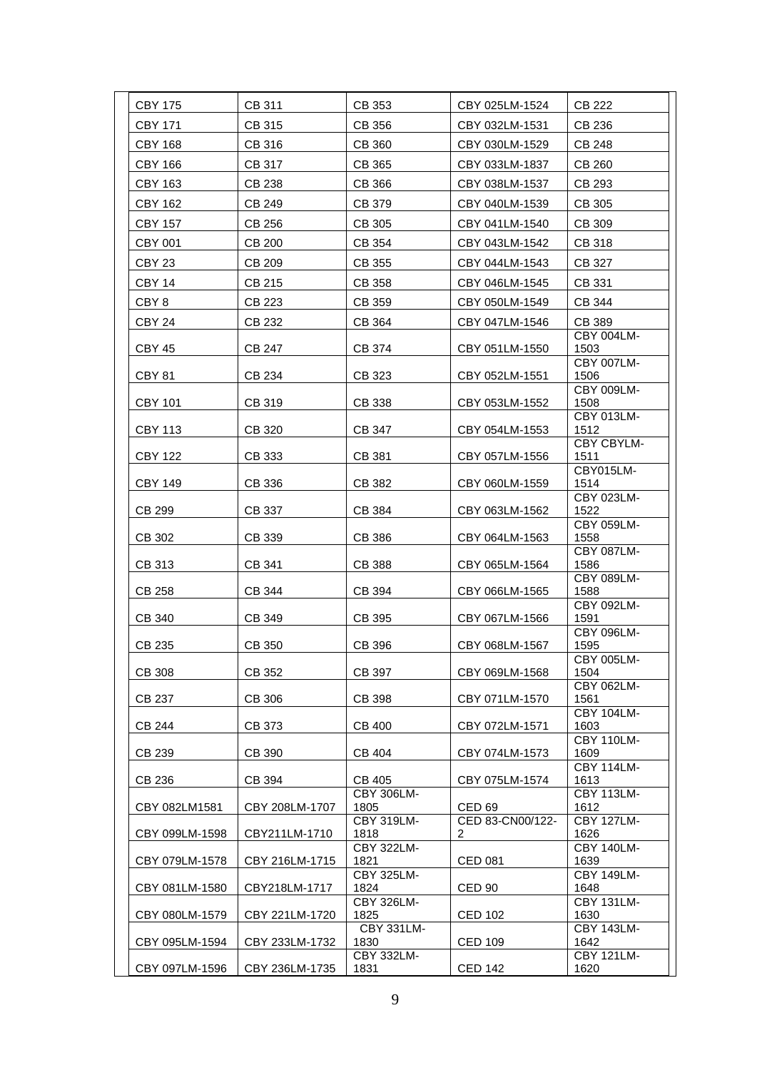| CBY 175 | CB 311 | CB 353 | CBY 025LM-1524 | CB 222 |
|---|---|---|---|---|
| CBY 171 | CB 315 | CB 356 | CBY 032LM-1531 | CB 236 |
| CBY 168 | CB 316 | CB 360 | CBY 030LM-1529 | CB 248 |
| CBY 166 | CB 317 | CB 365 | CBY 033LM-1837 | CB 260 |
| CBY 163 | CB 238 | CB 366 | CBY 038LM-1537 | CB 293 |
| CBY 162 | CB 249 | CB 379 | CBY 040LM-1539 | CB 305 |
| CBY 157 | CB 256 | CB 305 | CBY 041LM-1540 | CB 309 |
| CBY 001 | CB 200 | CB 354 | CBY 043LM-1542 | CB 318 |
| CBY 23 | CB 209 | CB 355 | CBY 044LM-1543 | CB 327 |
| CBY 14 | CB 215 | CB 358 | CBY 046LM-1545 | CB 331 |
| CBY 8 | CB 223 | CB 359 | CBY 050LM-1549 | CB 344 |
| CBY 24 | CB 232 | CB 364 | CBY 047LM-1546 | CB 389 |
| CBY 45 | CB 247 | CB 374 | CBY 051LM-1550 | CBY 004LM-1503 |
| CBY 81 | CB 234 | CB 323 | CBY 052LM-1551 | CBY 007LM-1506 |
| CBY 101 | CB 319 | CB 338 | CBY 053LM-1552 | CBY 009LM-1508 |
| CBY 113 | CB 320 | CB 347 | CBY 054LM-1553 | CBY 013LM-1512 |
| CBY 122 | CB 333 | CB 381 | CBY 057LM-1556 | CBY CBYLM-1511 |
| CBY 149 | CB 336 | CB 382 | CBY 060LM-1559 | CBY015LM-1514 |
| CB 299 | CB 337 | CB 384 | CBY 063LM-1562 | CBY 023LM-1522 |
| CB 302 | CB 339 | CB 386 | CBY 064LM-1563 | CBY 059LM-1558 |
| CB 313 | CB 341 | CB 388 | CBY 065LM-1564 | CBY 087LM-1586 |
| CB 258 | CB 344 | CB 394 | CBY 066LM-1565 | CBY 089LM-1588 |
| CB 340 | CB 349 | CB 395 | CBY 067LM-1566 | CBY 092LM-1591 |
| CB 235 | CB 350 | CB 396 | CBY 068LM-1567 | CBY 096LM-1595 |
| CB 308 | CB 352 | CB 397 | CBY 069LM-1568 | CBY 005LM-1504 |
| CB 237 | CB 306 | CB 398 | CBY 071LM-1570 | CBY 062LM-1561 |
| CB 244 | CB 373 | CB 400 | CBY 072LM-1571 | CBY 104LM-1603 |
| CB 239 | CB 390 | CB 404 | CBY 074LM-1573 | CBY 110LM-1609 |
| CB 236 | CB 394 | CB 405 | CBY 075LM-1574 | CBY 114LM-1613 |
| CBY 082LM1581 | CBY 208LM-1707 | CBY 306LM-1805 | CED 69 | CBY 113LM-1612 |
| CBY 099LM-1598 | CBY211LM-1710 | CBY 319LM-1818 | CED 83-CN00/122-2 | CBY 127LM-1626 |
| CBY 079LM-1578 | CBY 216LM-1715 | CBY 322LM-1821 | CED 081 | CBY 140LM-1639 |
| CBY 081LM-1580 | CBY218LM-1717 | CBY 325LM-1824 | CED 90 | CBY 149LM-1648 |
| CBY 080LM-1579 | CBY 221LM-1720 | CBY 326LM-1825 | CED 102 | CBY 131LM-1630 |
| CBY 095LM-1594 | CBY 233LM-1732 | CBY 331LM-1830 | CED 109 | CBY 143LM-1642 |
| CBY 097LM-1596 | CBY 236LM-1735 | CBY 332LM-1831 | CED 142 | CBY 121LM-1620 |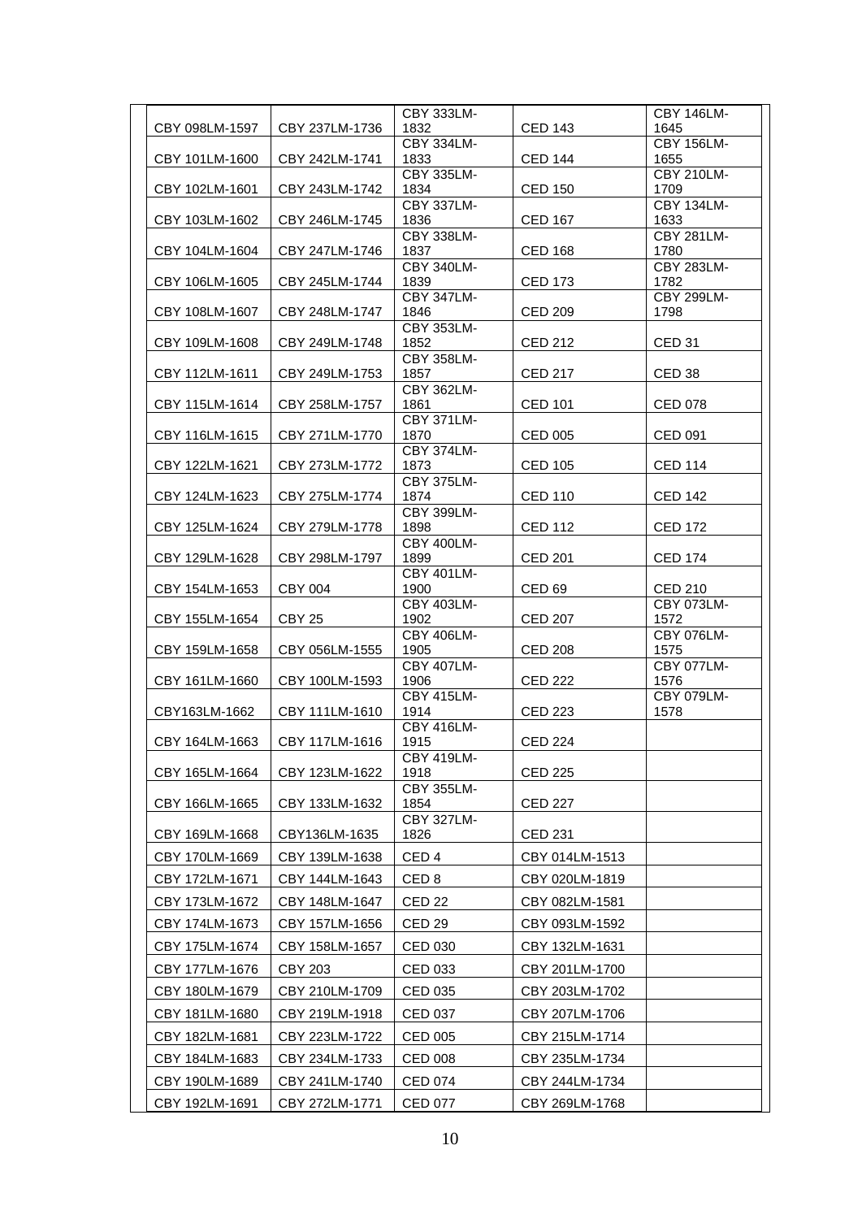| | | | | |
|---|---|---|---|---|
| CBY 098LM-1597 | CBY 237LM-1736 | CBY 333LM-1832 | CED 143 | CBY 146LM-1645 |
| CBY 101LM-1600 | CBY 242LM-1741 | CBY 334LM-1833 | CED 144 | CBY 156LM-1655 |
| CBY 102LM-1601 | CBY 243LM-1742 | CBY 335LM-1834 | CED 150 | CBY 210LM-1709 |
| CBY 103LM-1602 | CBY 246LM-1745 | CBY 337LM-1836 | CED 167 | CBY 134LM-1633 |
| CBY 104LM-1604 | CBY 247LM-1746 | CBY 338LM-1837 | CED 168 | CBY 281LM-1780 |
| CBY 106LM-1605 | CBY 245LM-1744 | CBY 340LM-1839 | CED 173 | CBY 283LM-1782 |
| CBY 108LM-1607 | CBY 248LM-1747 | CBY 347LM-1846 | CED 209 | CBY 299LM-1798 |
| CBY 109LM-1608 | CBY 249LM-1748 | CBY 353LM-1852 | CED 212 | CED 31 |
| CBY 112LM-1611 | CBY 249LM-1753 | CBY 358LM-1857 | CED 217 | CED 38 |
| CBY 115LM-1614 | CBY 258LM-1757 | CBY 362LM-1861 | CED 101 | CED 078 |
| CBY 116LM-1615 | CBY 271LM-1770 | CBY 371LM-1870 | CED 005 | CED 091 |
| CBY 122LM-1621 | CBY 273LM-1772 | CBY 374LM-1873 | CED 105 | CED 114 |
| CBY 124LM-1623 | CBY 275LM-1774 | CBY 375LM-1874 | CED 110 | CED 142 |
| CBY 125LM-1624 | CBY 279LM-1778 | CBY 399LM-1898 | CED 112 | CED 172 |
| CBY 129LM-1628 | CBY 298LM-1797 | CBY 400LM-1899 | CED 201 | CED 174 |
| CBY 154LM-1653 | CBY 004 | CBY 401LM-1900 | CED 69 | CED 210 |
| CBY 155LM-1654 | CBY 25 | CBY 403LM-1902 | CED 207 | CBY 073LM-1572 |
| CBY 159LM-1658 | CBY 056LM-1555 | CBY 406LM-1905 | CED 208 | CBY 076LM-1575 |
| CBY 161LM-1660 | CBY 100LM-1593 | CBY 407LM-1906 | CED 222 | CBY 077LM-1576 |
| CBY163LM-1662 | CBY 111LM-1610 | CBY 415LM-1914 | CED 223 | CBY 079LM-1578 |
| CBY 164LM-1663 | CBY 117LM-1616 | CBY 416LM-1915 | CED 224 | |
| CBY 165LM-1664 | CBY 123LM-1622 | CBY 419LM-1918 | CED 225 | |
| CBY 166LM-1665 | CBY 133LM-1632 | CBY 355LM-1854 | CED 227 | |
| CBY 169LM-1668 | CBY136LM-1635 | CBY 327LM-1826 | CED 231 | |
| CBY 170LM-1669 | CBY 139LM-1638 | CED 4 | CBY 014LM-1513 | |
| CBY 172LM-1671 | CBY 144LM-1643 | CED 8 | CBY 020LM-1819 | |
| CBY 173LM-1672 | CBY 148LM-1647 | CED 22 | CBY 082LM-1581 | |
| CBY 174LM-1673 | CBY 157LM-1656 | CED 29 | CBY 093LM-1592 | |
| CBY 175LM-1674 | CBY 158LM-1657 | CED 030 | CBY 132LM-1631 | |
| CBY 177LM-1676 | CBY 203 | CED 033 | CBY 201LM-1700 | |
| CBY 180LM-1679 | CBY 210LM-1709 | CED 035 | CBY 203LM-1702 | |
| CBY 181LM-1680 | CBY 219LM-1918 | CED 037 | CBY 207LM-1706 | |
| CBY 182LM-1681 | CBY 223LM-1722 | CED 005 | CBY 215LM-1714 | |
| CBY 184LM-1683 | CBY 234LM-1733 | CED 008 | CBY 235LM-1734 | |
| CBY 190LM-1689 | CBY 241LM-1740 | CED 074 | CBY 244LM-1734 | |
| CBY 192LM-1691 | CBY 272LM-1771 | CED 077 | CBY 269LM-1768 | |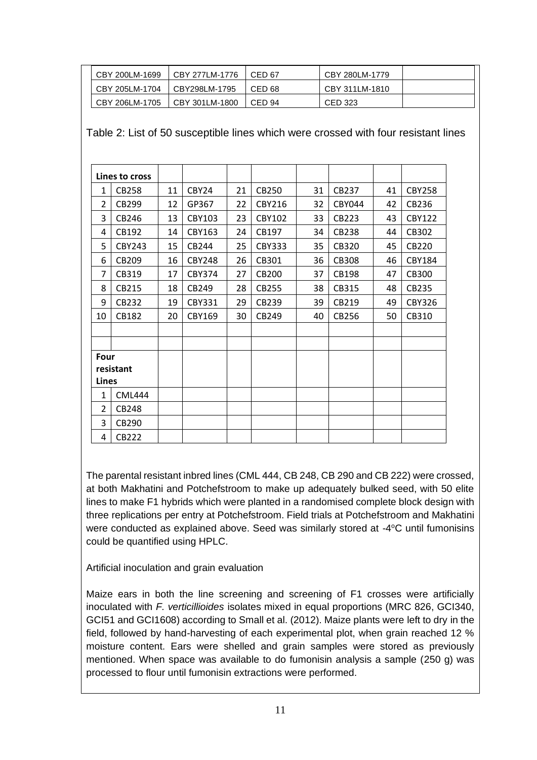| CBY 200LM-1699 | CBY 277LM-1776 | CED 67 | CBY 280LM-1779 | |
|---|---|---|---|---|
| CBY 205LM-1704 | CBY298LM-1795 | CED 68 | CBY 311LM-1810 | |
| CBY 206LM-1705 | CBY 301LM-1800 | CED 94 | CED 323 | |

Table 2: List of 50 susceptible lines which were crossed with four resistant lines

| **Lines to cross** | | | | | | | | | |
|---|---|---|---|---|---|---|---|---|---|
| 1 | CB258 | 11 | CBY24 | 21 | CB250 | 31 | CB237 | 41 | CBY258 |
| 2 | CB299 | 12 | GP367 | 22 | CBY216 | 32 | CBY044 | 42 | CB236 |
| 3 | CB246 | 13 | CBY103 | 23 | CBY102 | 33 | CB223 | 43 | CBY122 |
| 4 | CB192 | 14 | CBY163 | 24 | CB197 | 34 | CB238 | 44 | CB302 |
| 5 | CBY243 | 15 | CB244 | 25 | CBY333 | 35 | CB320 | 45 | CB220 |
| 6 | CB209 | 16 | CBY248 | 26 | CB301 | 36 | CB308 | 46 | CBY184 |
| 7 | CB319 | 17 | CBY374 | 27 | CB200 | 37 | CB198 | 47 | CB300 |
| 8 | CB215 | 18 | CB249 | 28 | CB255 | 38 | CB315 | 48 | CB235 |
| 9 | CB232 | 19 | CBY331 | 29 | CB239 | 39 | CB219 | 49 | CBY326 |
| 10 | CB182 | 20 | CBY169 | 30 | CB249 | 40 | CB256 | 50 | CB310 |
| | | | | | | | | | |
| | | | | | | | | | |
| **Four resistant Lines** | | | | | | | | | |
| 1 | CML444 | | | | | | | | |
| 2 | CB248 | | | | | | | | |
| 3 | CB290 | | | | | | | | |
| 4 | CB222 | | | | | | | | |

The parental resistant inbred lines (CML 444, CB 248, CB 290 and CB 222) were crossed, at both Makhatini and Potchefstroom to make up adequately bulked seed, with 50 elite lines to make F1 hybrids which were planted in a randomised complete block design with three replications per entry at Potchefstroom. Field trials at Potchefstroom and Makhatini were conducted as explained above. Seed was similarly stored at -4$^{o}$C until fumonisins could be quantified using HPLC.

Artificial inoculation and grain evaluation

Maize ears in both the line screening and screening of F1 crosses were artificially inoculated with *F. verticillioides* isolates mixed in equal proportions (MRC 826, GCI340, GCI51 and GCI1608) according to Small et al. (2012). Maize plants were left to dry in the field, followed by hand-harvesting of each experimental plot, when grain reached 12 % moisture content. Ears were shelled and grain samples were stored as previously mentioned. When space was available to do fumonisin analysis a sample (250 g) was processed to flour until fumonisin extractions were performed.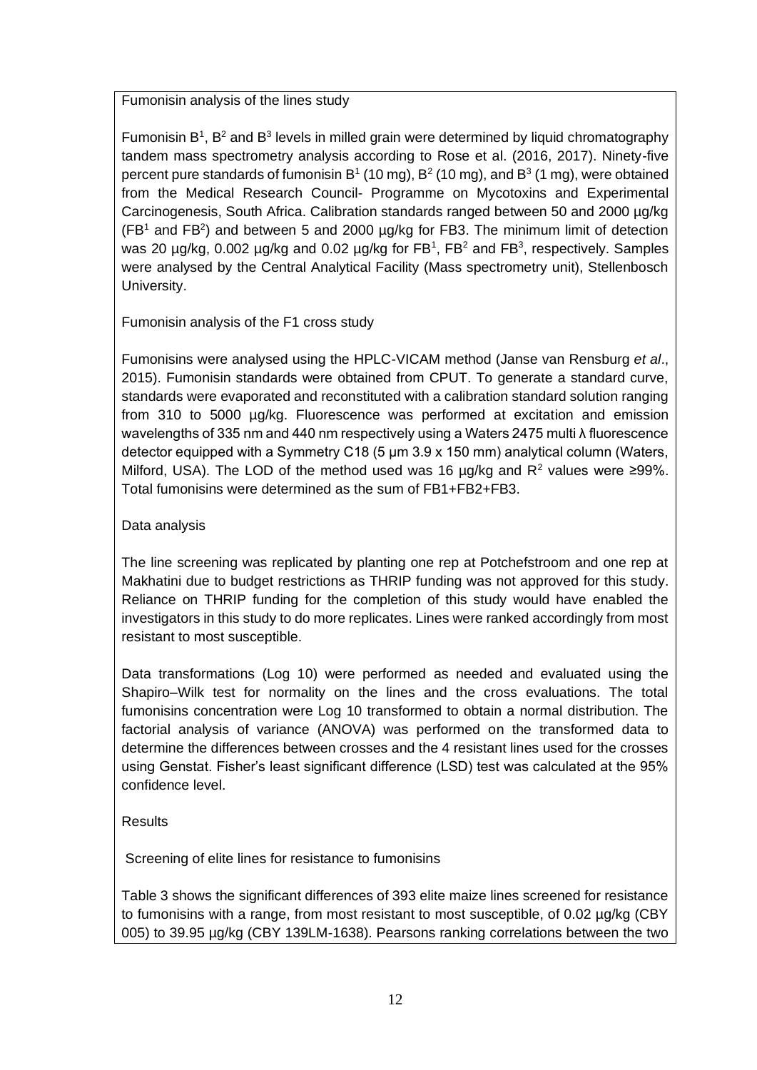### Fumonisin analysis of the lines study

Fumonisin $B^1$, $B^2$ and $B^3$ levels in milled grain were determined by liquid chromatography tandem mass spectrometry analysis according to Rose et al. (2016, 2017). Ninety-five percent pure standards of fumonisin $B^1$ (10 mg), $B^2$ (10 mg), and $B^3$ (1 mg), were obtained from the Medical Research Council- Programme on Mycotoxins and Experimental Carcinogenesis, South Africa. Calibration standards ranged between 50 and 2000 µg/kg ($FB^1$ and $FB^2$) and between 5 and 2000 µg/kg for FB3. The minimum limit of detection was 20 µg/kg, 0.002 µg/kg and 0.02 µg/kg for $FB^1$, $FB^2$ and $FB^3$, respectively. Samples were analysed by the Central Analytical Facility (Mass spectrometry unit), Stellenbosch University.

### Fumonisin analysis of the F1 cross study

Fumonisins were analysed using the HPLC-VICAM method (Janse van Rensburg *et al*., 2015). Fumonisin standards were obtained from CPUT. To generate a standard curve, standards were evaporated and reconstituted with a calibration standard solution ranging from 310 to 5000 µg/kg. Fluorescence was performed at excitation and emission wavelengths of 335 nm and 440 nm respectively using a Waters 2475 multi λ fluorescence detector equipped with a Symmetry C18 (5 µm 3.9 x 150 mm) analytical column (Waters, Milford, USA). The LOD of the method used was 16 µg/kg and $R^2$ values were ≥99%. Total fumonisins were determined as the sum of FB1+FB2+FB3.

### Data analysis

The line screening was replicated by planting one rep at Potchefstroom and one rep at Makhatini due to budget restrictions as THRIP funding was not approved for this study. Reliance on THRIP funding for the completion of this study would have enabled the investigators in this study to do more replicates. Lines were ranked accordingly from most resistant to most susceptible.

Data transformations (Log 10) were performed as needed and evaluated using the Shapiro–Wilk test for normality on the lines and the cross evaluations. The total fumonisins concentration were Log 10 transformed to obtain a normal distribution. The factorial analysis of variance (ANOVA) was performed on the transformed data to determine the differences between crosses and the 4 resistant lines used for the crosses using Genstat. Fisher's least significant difference (LSD) test was calculated at the 95% confidence level.

## Results

### Screening of elite lines for resistance to fumonisins

Table 3 shows the significant differences of 393 elite maize lines screened for resistance to fumonisins with a range, from most resistant to most susceptible, of 0.02 µg/kg (CBY 005) to 39.95 µg/kg (CBY 139LM-1638). Pearsons ranking correlations between the two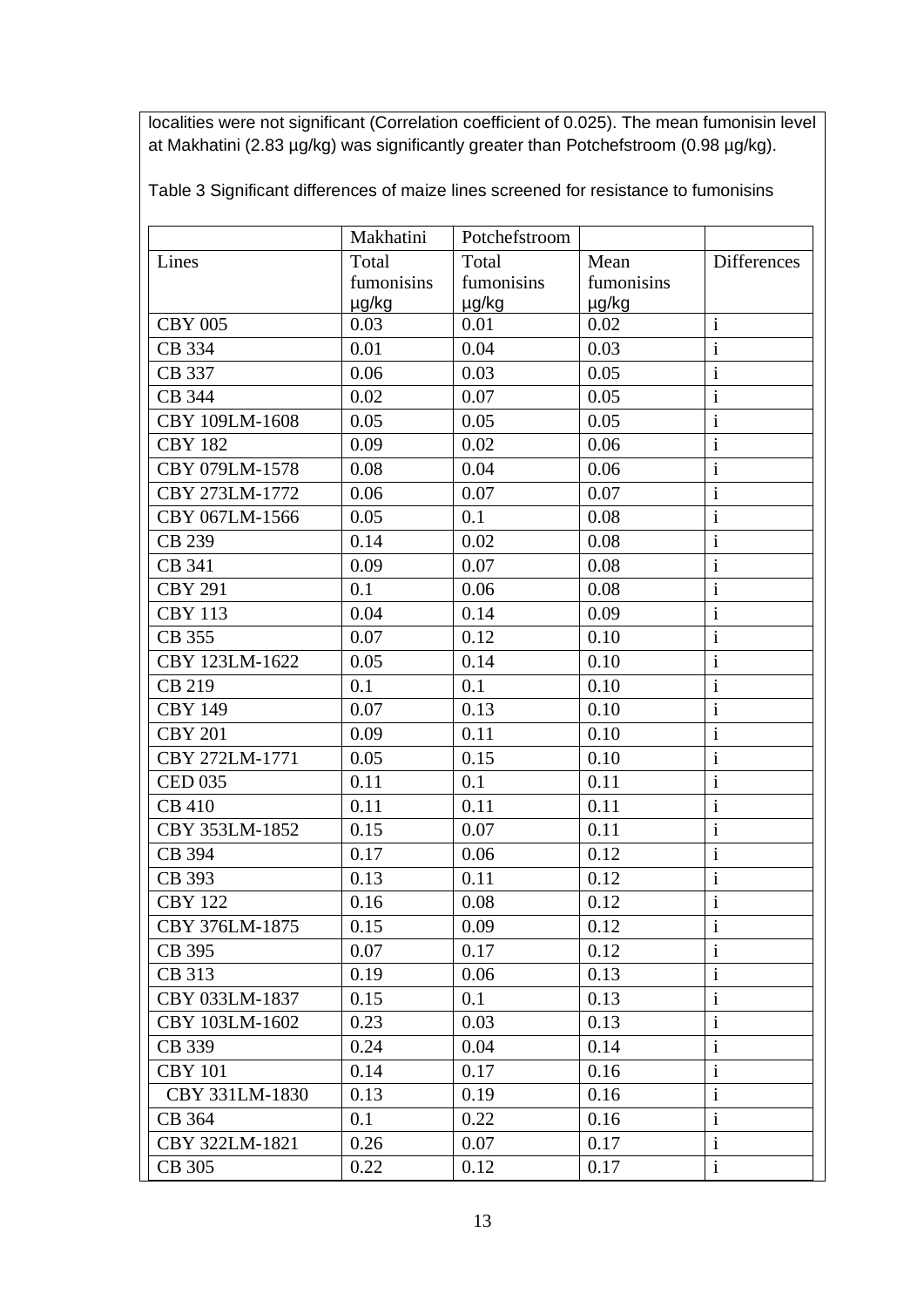localities were not significant (Correlation coefficient of 0.025). The mean fumonisin level at Makhatini (2.83 µg/kg) was significantly greater than Potchefstroom (0.98 µg/kg).

Table 3 Significant differences of maize lines screened for resistance to fumonisins

| | Makhatini | Potchefstroom | | |
|---|---|---|---|---|
| Lines | Total fumonisins µg/kg | Total fumonisins µg/kg | Mean fumonisins µg/kg | Differences |
| CBY 005 | 0.03 | 0.01 | 0.02 | i |
| CB 334 | 0.01 | 0.04 | 0.03 | i |
| CB 337 | 0.06 | 0.03 | 0.05 | i |
| CB 344 | 0.02 | 0.07 | 0.05 | i |
| CBY 109LM-1608 | 0.05 | 0.05 | 0.05 | i |
| CBY 182 | 0.09 | 0.02 | 0.06 | i |
| CBY 079LM-1578 | 0.08 | 0.04 | 0.06 | i |
| CBY 273LM-1772 | 0.06 | 0.07 | 0.07 | i |
| CBY 067LM-1566 | 0.05 | 0.1 | 0.08 | i |
| CB 239 | 0.14 | 0.02 | 0.08 | i |
| CB 341 | 0.09 | 0.07 | 0.08 | i |
| CBY 291 | 0.1 | 0.06 | 0.08 | i |
| CBY 113 | 0.04 | 0.14 | 0.09 | i |
| CB 355 | 0.07 | 0.12 | 0.10 | i |
| CBY 123LM-1622 | 0.05 | 0.14 | 0.10 | i |
| CB 219 | 0.1 | 0.1 | 0.10 | i |
| CBY 149 | 0.07 | 0.13 | 0.10 | i |
| CBY 201 | 0.09 | 0.11 | 0.10 | i |
| CBY 272LM-1771 | 0.05 | 0.15 | 0.10 | i |
| CED 035 | 0.11 | 0.1 | 0.11 | i |
| CB 410 | 0.11 | 0.11 | 0.11 | i |
| CBY 353LM-1852 | 0.15 | 0.07 | 0.11 | i |
| CB 394 | 0.17 | 0.06 | 0.12 | i |
| CB 393 | 0.13 | 0.11 | 0.12 | i |
| CBY 122 | 0.16 | 0.08 | 0.12 | i |
| CBY 376LM-1875 | 0.15 | 0.09 | 0.12 | i |
| CB 395 | 0.07 | 0.17 | 0.12 | i |
| CB 313 | 0.19 | 0.06 | 0.13 | i |
| CBY 033LM-1837 | 0.15 | 0.1 | 0.13 | i |
| CBY 103LM-1602 | 0.23 | 0.03 | 0.13 | i |
| CB 339 | 0.24 | 0.04 | 0.14 | i |
| CBY 101 | 0.14 | 0.17 | 0.16 | i |
| CBY 331LM-1830 | 0.13 | 0.19 | 0.16 | i |
| CB 364 | 0.1 | 0.22 | 0.16 | i |
| CBY 322LM-1821 | 0.26 | 0.07 | 0.17 | i |
| CB 305 | 0.22 | 0.12 | 0.17 | i |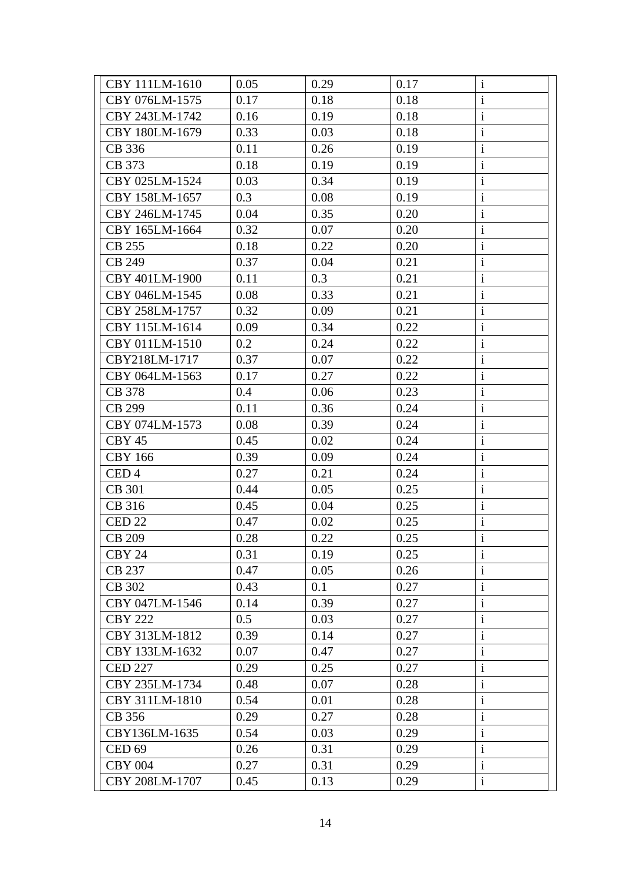| | | | | |
|---|---|---|---|---|
| CBY 111LM-1610 | 0.05 | 0.29 | 0.17 | i |
| CBY 076LM-1575 | 0.17 | 0.18 | 0.18 | i |
| CBY 243LM-1742 | 0.16 | 0.19 | 0.18 | i |
| CBY 180LM-1679 | 0.33 | 0.03 | 0.18 | i |
| CB 336 | 0.11 | 0.26 | 0.19 | i |
| CB 373 | 0.18 | 0.19 | 0.19 | i |
| CBY 025LM-1524 | 0.03 | 0.34 | 0.19 | i |
| CBY 158LM-1657 | 0.3 | 0.08 | 0.19 | i |
| CBY 246LM-1745 | 0.04 | 0.35 | 0.20 | i |
| CBY 165LM-1664 | 0.32 | 0.07 | 0.20 | i |
| CB 255 | 0.18 | 0.22 | 0.20 | i |
| CB 249 | 0.37 | 0.04 | 0.21 | i |
| CBY 401LM-1900 | 0.11 | 0.3 | 0.21 | i |
| CBY 046LM-1545 | 0.08 | 0.33 | 0.21 | i |
| CBY 258LM-1757 | 0.32 | 0.09 | 0.21 | i |
| CBY 115LM-1614 | 0.09 | 0.34 | 0.22 | i |
| CBY 011LM-1510 | 0.2 | 0.24 | 0.22 | i |
| CBY218LM-1717 | 0.37 | 0.07 | 0.22 | i |
| CBY 064LM-1563 | 0.17 | 0.27 | 0.22 | i |
| CB 378 | 0.4 | 0.06 | 0.23 | i |
| CB 299 | 0.11 | 0.36 | 0.24 | i |
| CBY 074LM-1573 | 0.08 | 0.39 | 0.24 | i |
| CBY 45 | 0.45 | 0.02 | 0.24 | i |
| CBY 166 | 0.39 | 0.09 | 0.24 | i |
| CED 4 | 0.27 | 0.21 | 0.24 | i |
| CB 301 | 0.44 | 0.05 | 0.25 | i |
| CB 316 | 0.45 | 0.04 | 0.25 | i |
| CED 22 | 0.47 | 0.02 | 0.25 | i |
| CB 209 | 0.28 | 0.22 | 0.25 | i |
| CBY 24 | 0.31 | 0.19 | 0.25 | i |
| CB 237 | 0.47 | 0.05 | 0.26 | i |
| CB 302 | 0.43 | 0.1 | 0.27 | i |
| CBY 047LM-1546 | 0.14 | 0.39 | 0.27 | i |
| CBY 222 | 0.5 | 0.03 | 0.27 | i |
| CBY 313LM-1812 | 0.39 | 0.14 | 0.27 | i |
| CBY 133LM-1632 | 0.07 | 0.47 | 0.27 | i |
| CED 227 | 0.29 | 0.25 | 0.27 | i |
| CBY 235LM-1734 | 0.48 | 0.07 | 0.28 | i |
| CBY 311LM-1810 | 0.54 | 0.01 | 0.28 | i |
| CB 356 | 0.29 | 0.27 | 0.28 | i |
| CBY136LM-1635 | 0.54 | 0.03 | 0.29 | i |
| CED 69 | 0.26 | 0.31 | 0.29 | i |
| CBY 004 | 0.27 | 0.31 | 0.29 | i |
| CBY 208LM-1707 | 0.45 | 0.13 | 0.29 | i |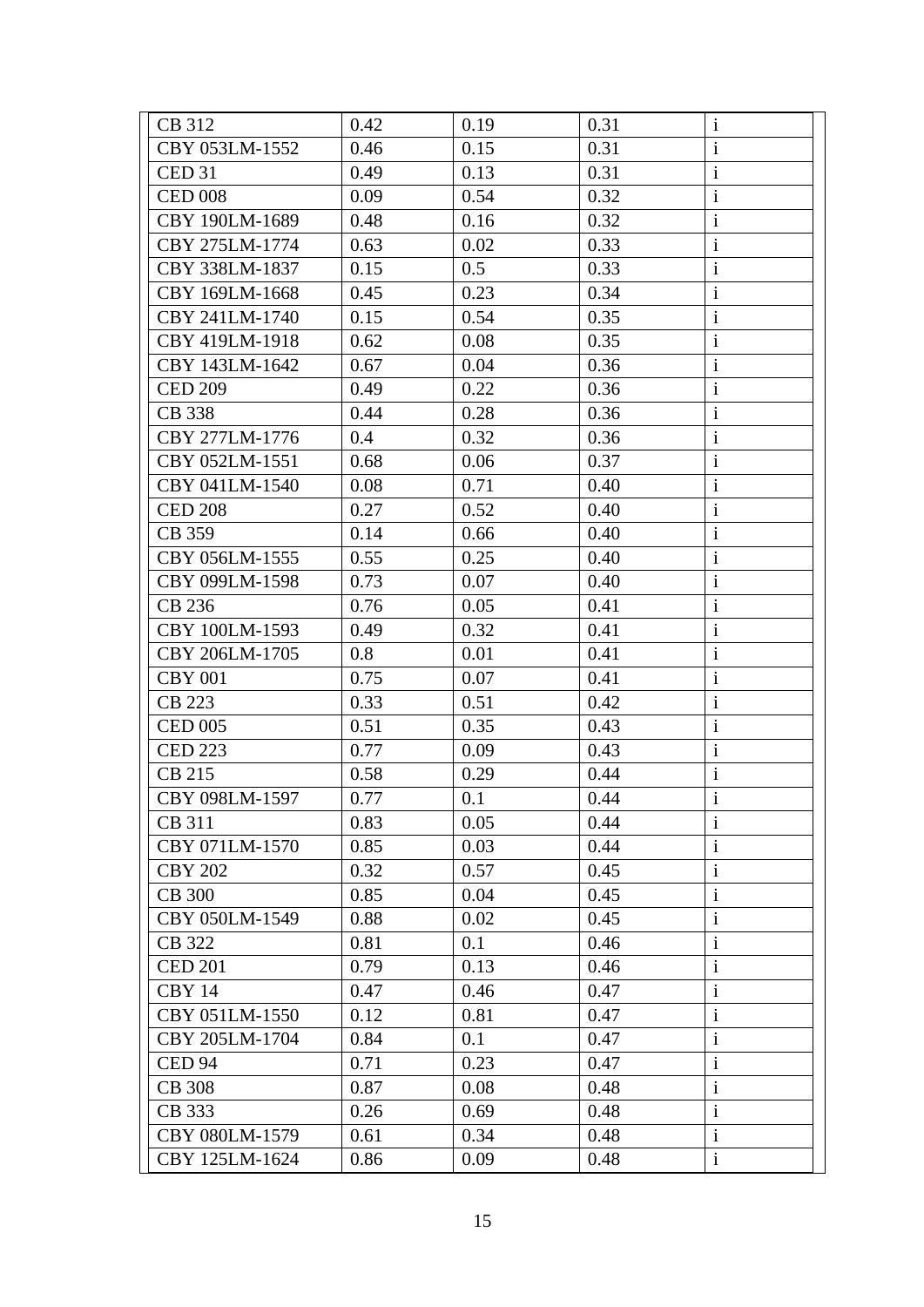| | | | | |
|---|---|---|---|---|
| CB 312 | 0.42 | 0.19 | 0.31 | i |
| CBY 053LM-1552 | 0.46 | 0.15 | 0.31 | i |
| CED 31 | 0.49 | 0.13 | 0.31 | i |
| CED 008 | 0.09 | 0.54 | 0.32 | i |
| CBY 190LM-1689 | 0.48 | 0.16 | 0.32 | i |
| CBY 275LM-1774 | 0.63 | 0.02 | 0.33 | i |
| CBY 338LM-1837 | 0.15 | 0.5 | 0.33 | i |
| CBY 169LM-1668 | 0.45 | 0.23 | 0.34 | i |
| CBY 241LM-1740 | 0.15 | 0.54 | 0.35 | i |
| CBY 419LM-1918 | 0.62 | 0.08 | 0.35 | i |
| CBY 143LM-1642 | 0.67 | 0.04 | 0.36 | i |
| CED 209 | 0.49 | 0.22 | 0.36 | i |
| CB 338 | 0.44 | 0.28 | 0.36 | i |
| CBY 277LM-1776 | 0.4 | 0.32 | 0.36 | i |
| CBY 052LM-1551 | 0.68 | 0.06 | 0.37 | i |
| CBY 041LM-1540 | 0.08 | 0.71 | 0.40 | i |
| CED 208 | 0.27 | 0.52 | 0.40 | i |
| CB 359 | 0.14 | 0.66 | 0.40 | i |
| CBY 056LM-1555 | 0.55 | 0.25 | 0.40 | i |
| CBY 099LM-1598 | 0.73 | 0.07 | 0.40 | i |
| CB 236 | 0.76 | 0.05 | 0.41 | i |
| CBY 100LM-1593 | 0.49 | 0.32 | 0.41 | i |
| CBY 206LM-1705 | 0.8 | 0.01 | 0.41 | i |
| CBY 001 | 0.75 | 0.07 | 0.41 | i |
| CB 223 | 0.33 | 0.51 | 0.42 | i |
| CED 005 | 0.51 | 0.35 | 0.43 | i |
| CED 223 | 0.77 | 0.09 | 0.43 | i |
| CB 215 | 0.58 | 0.29 | 0.44 | i |
| CBY 098LM-1597 | 0.77 | 0.1 | 0.44 | i |
| CB 311 | 0.83 | 0.05 | 0.44 | i |
| CBY 071LM-1570 | 0.85 | 0.03 | 0.44 | i |
| CBY 202 | 0.32 | 0.57 | 0.45 | i |
| CB 300 | 0.85 | 0.04 | 0.45 | i |
| CBY 050LM-1549 | 0.88 | 0.02 | 0.45 | i |
| CB 322 | 0.81 | 0.1 | 0.46 | i |
| CED 201 | 0.79 | 0.13 | 0.46 | i |
| CBY 14 | 0.47 | 0.46 | 0.47 | i |
| CBY 051LM-1550 | 0.12 | 0.81 | 0.47 | i |
| CBY 205LM-1704 | 0.84 | 0.1 | 0.47 | i |
| CED 94 | 0.71 | 0.23 | 0.47 | i |
| CB 308 | 0.87 | 0.08 | 0.48 | i |
| CB 333 | 0.26 | 0.69 | 0.48 | i |
| CBY 080LM-1579 | 0.61 | 0.34 | 0.48 | i |
| CBY 125LM-1624 | 0.86 | 0.09 | 0.48 | i |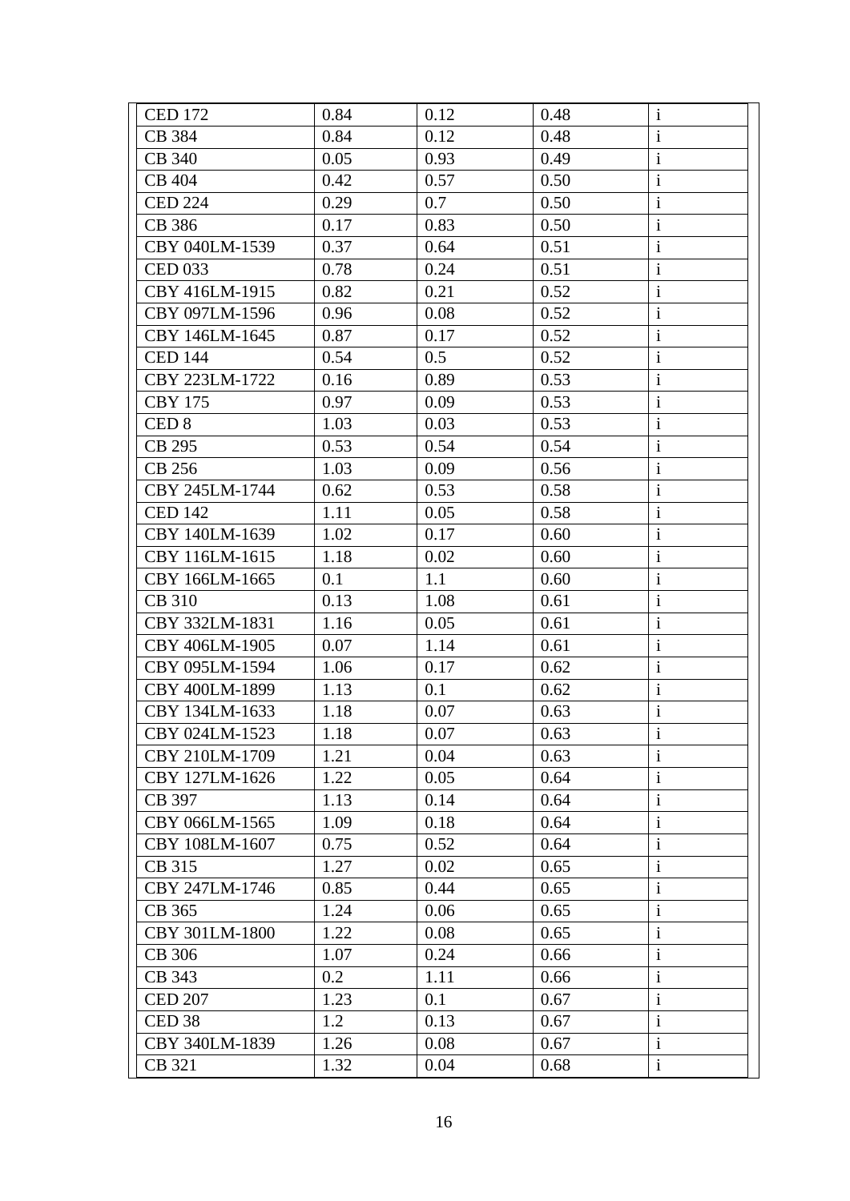| | | | | |
|---|---|---|---|---|
| CED 172 | 0.84 | 0.12 | 0.48 | i |
| CB 384 | 0.84 | 0.12 | 0.48 | i |
| CB 340 | 0.05 | 0.93 | 0.49 | i |
| CB 404 | 0.42 | 0.57 | 0.50 | i |
| CED 224 | 0.29 | 0.7 | 0.50 | i |
| CB 386 | 0.17 | 0.83 | 0.50 | i |
| CBY 040LM-1539 | 0.37 | 0.64 | 0.51 | i |
| CED 033 | 0.78 | 0.24 | 0.51 | i |
| CBY 416LM-1915 | 0.82 | 0.21 | 0.52 | i |
| CBY 097LM-1596 | 0.96 | 0.08 | 0.52 | i |
| CBY 146LM-1645 | 0.87 | 0.17 | 0.52 | i |
| CED 144 | 0.54 | 0.5 | 0.52 | i |
| CBY 223LM-1722 | 0.16 | 0.89 | 0.53 | i |
| CBY 175 | 0.97 | 0.09 | 0.53 | i |
| CED 8 | 1.03 | 0.03 | 0.53 | i |
| CB 295 | 0.53 | 0.54 | 0.54 | i |
| CB 256 | 1.03 | 0.09 | 0.56 | i |
| CBY 245LM-1744 | 0.62 | 0.53 | 0.58 | i |
| CED 142 | 1.11 | 0.05 | 0.58 | i |
| CBY 140LM-1639 | 1.02 | 0.17 | 0.60 | i |
| CBY 116LM-1615 | 1.18 | 0.02 | 0.60 | i |
| CBY 166LM-1665 | 0.1 | 1.1 | 0.60 | i |
| CB 310 | 0.13 | 1.08 | 0.61 | i |
| CBY 332LM-1831 | 1.16 | 0.05 | 0.61 | i |
| CBY 406LM-1905 | 0.07 | 1.14 | 0.61 | i |
| CBY 095LM-1594 | 1.06 | 0.17 | 0.62 | i |
| CBY 400LM-1899 | 1.13 | 0.1 | 0.62 | i |
| CBY 134LM-1633 | 1.18 | 0.07 | 0.63 | i |
| CBY 024LM-1523 | 1.18 | 0.07 | 0.63 | i |
| CBY 210LM-1709 | 1.21 | 0.04 | 0.63 | i |
| CBY 127LM-1626 | 1.22 | 0.05 | 0.64 | i |
| CB 397 | 1.13 | 0.14 | 0.64 | i |
| CBY 066LM-1565 | 1.09 | 0.18 | 0.64 | i |
| CBY 108LM-1607 | 0.75 | 0.52 | 0.64 | i |
| CB 315 | 1.27 | 0.02 | 0.65 | i |
| CBY 247LM-1746 | 0.85 | 0.44 | 0.65 | i |
| CB 365 | 1.24 | 0.06 | 0.65 | i |
| CBY 301LM-1800 | 1.22 | 0.08 | 0.65 | i |
| CB 306 | 1.07 | 0.24 | 0.66 | i |
| CB 343 | 0.2 | 1.11 | 0.66 | i |
| CED 207 | 1.23 | 0.1 | 0.67 | i |
| CED 38 | 1.2 | 0.13 | 0.67 | i |
| CBY 340LM-1839 | 1.26 | 0.08 | 0.67 | i |
| CB 321 | 1.32 | 0.04 | 0.68 | i |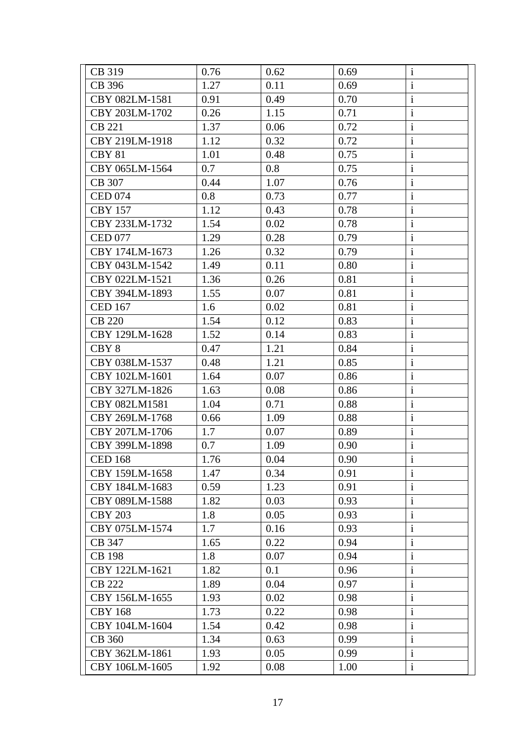| | | | | |
|---|---|---|---|---|
| CB 319 | 0.76 | 0.62 | 0.69 | i |
| CB 396 | 1.27 | 0.11 | 0.69 | i |
| CBY 082LM-1581 | 0.91 | 0.49 | 0.70 | i |
| CBY 203LM-1702 | 0.26 | 1.15 | 0.71 | i |
| CB 221 | 1.37 | 0.06 | 0.72 | i |
| CBY 219LM-1918 | 1.12 | 0.32 | 0.72 | i |
| CBY 81 | 1.01 | 0.48 | 0.75 | i |
| CBY 065LM-1564 | 0.7 | 0.8 | 0.75 | i |
| CB 307 | 0.44 | 1.07 | 0.76 | i |
| CED 074 | 0.8 | 0.73 | 0.77 | i |
| CBY 157 | 1.12 | 0.43 | 0.78 | i |
| CBY 233LM-1732 | 1.54 | 0.02 | 0.78 | i |
| CED 077 | 1.29 | 0.28 | 0.79 | i |
| CBY 174LM-1673 | 1.26 | 0.32 | 0.79 | i |
| CBY 043LM-1542 | 1.49 | 0.11 | 0.80 | i |
| CBY 022LM-1521 | 1.36 | 0.26 | 0.81 | i |
| CBY 394LM-1893 | 1.55 | 0.07 | 0.81 | i |
| CED 167 | 1.6 | 0.02 | 0.81 | i |
| CB 220 | 1.54 | 0.12 | 0.83 | i |
| CBY 129LM-1628 | 1.52 | 0.14 | 0.83 | i |
| CBY 8 | 0.47 | 1.21 | 0.84 | i |
| CBY 038LM-1537 | 0.48 | 1.21 | 0.85 | i |
| CBY 102LM-1601 | 1.64 | 0.07 | 0.86 | i |
| CBY 327LM-1826 | 1.63 | 0.08 | 0.86 | i |
| CBY 082LM1581 | 1.04 | 0.71 | 0.88 | i |
| CBY 269LM-1768 | 0.66 | 1.09 | 0.88 | i |
| CBY 207LM-1706 | 1.7 | 0.07 | 0.89 | i |
| CBY 399LM-1898 | 0.7 | 1.09 | 0.90 | i |
| CED 168 | 1.76 | 0.04 | 0.90 | i |
| CBY 159LM-1658 | 1.47 | 0.34 | 0.91 | i |
| CBY 184LM-1683 | 0.59 | 1.23 | 0.91 | i |
| CBY 089LM-1588 | 1.82 | 0.03 | 0.93 | i |
| CBY 203 | 1.8 | 0.05 | 0.93 | i |
| CBY 075LM-1574 | 1.7 | 0.16 | 0.93 | i |
| CB 347 | 1.65 | 0.22 | 0.94 | i |
| CB 198 | 1.8 | 0.07 | 0.94 | i |
| CBY 122LM-1621 | 1.82 | 0.1 | 0.96 | i |
| CB 222 | 1.89 | 0.04 | 0.97 | i |
| CBY 156LM-1655 | 1.93 | 0.02 | 0.98 | i |
| CBY 168 | 1.73 | 0.22 | 0.98 | i |
| CBY 104LM-1604 | 1.54 | 0.42 | 0.98 | i |
| CB 360 | 1.34 | 0.63 | 0.99 | i |
| CBY 362LM-1861 | 1.93 | 0.05 | 0.99 | i |
| CBY 106LM-1605 | 1.92 | 0.08 | 1.00 | i |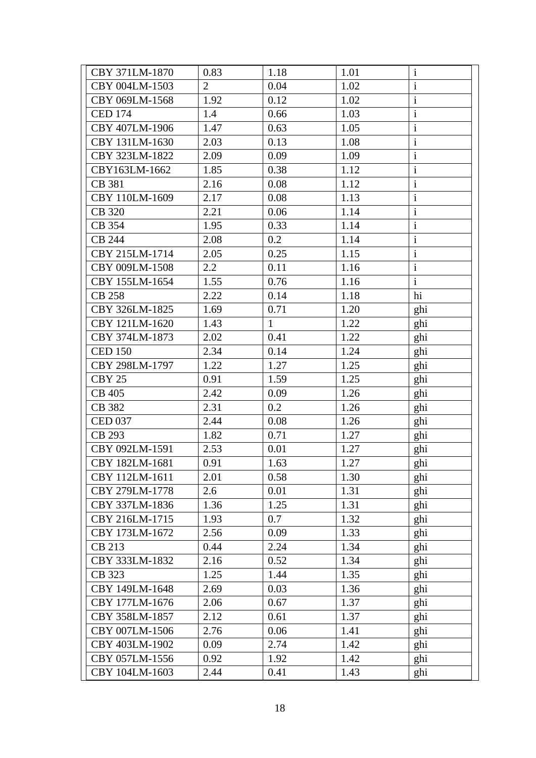| CBY 371LM-1870 | 0.83 | 1.18 | 1.01 | i |
|---|---|---|---|---|
| CBY 004LM-1503 | 2 | 0.04 | 1.02 | i |
| CBY 069LM-1568 | 1.92 | 0.12 | 1.02 | i |
| CED 174 | 1.4 | 0.66 | 1.03 | i |
| CBY 407LM-1906 | 1.47 | 0.63 | 1.05 | i |
| CBY 131LM-1630 | 2.03 | 0.13 | 1.08 | i |
| CBY 323LM-1822 | 2.09 | 0.09 | 1.09 | i |
| CBY163LM-1662 | 1.85 | 0.38 | 1.12 | i |
| CB 381 | 2.16 | 0.08 | 1.12 | i |
| CBY 110LM-1609 | 2.17 | 0.08 | 1.13 | i |
| CB 320 | 2.21 | 0.06 | 1.14 | i |
| CB 354 | 1.95 | 0.33 | 1.14 | i |
| CB 244 | 2.08 | 0.2 | 1.14 | i |
| CBY 215LM-1714 | 2.05 | 0.25 | 1.15 | i |
| CBY 009LM-1508 | 2.2 | 0.11 | 1.16 | i |
| CBY 155LM-1654 | 1.55 | 0.76 | 1.16 | i |
| CB 258 | 2.22 | 0.14 | 1.18 | hi |
| CBY 326LM-1825 | 1.69 | 0.71 | 1.20 | ghi |
| CBY 121LM-1620 | 1.43 | 1 | 1.22 | ghi |
| CBY 374LM-1873 | 2.02 | 0.41 | 1.22 | ghi |
| CED 150 | 2.34 | 0.14 | 1.24 | ghi |
| CBY 298LM-1797 | 1.22 | 1.27 | 1.25 | ghi |
| CBY 25 | 0.91 | 1.59 | 1.25 | ghi |
| CB 405 | 2.42 | 0.09 | 1.26 | ghi |
| CB 382 | 2.31 | 0.2 | 1.26 | ghi |
| CED 037 | 2.44 | 0.08 | 1.26 | ghi |
| CB 293 | 1.82 | 0.71 | 1.27 | ghi |
| CBY 092LM-1591 | 2.53 | 0.01 | 1.27 | ghi |
| CBY 182LM-1681 | 0.91 | 1.63 | 1.27 | ghi |
| CBY 112LM-1611 | 2.01 | 0.58 | 1.30 | ghi |
| CBY 279LM-1778 | 2.6 | 0.01 | 1.31 | ghi |
| CBY 337LM-1836 | 1.36 | 1.25 | 1.31 | ghi |
| CBY 216LM-1715 | 1.93 | 0.7 | 1.32 | ghi |
| CBY 173LM-1672 | 2.56 | 0.09 | 1.33 | ghi |
| CB 213 | 0.44 | 2.24 | 1.34 | ghi |
| CBY 333LM-1832 | 2.16 | 0.52 | 1.34 | ghi |
| CB 323 | 1.25 | 1.44 | 1.35 | ghi |
| CBY 149LM-1648 | 2.69 | 0.03 | 1.36 | ghi |
| CBY 177LM-1676 | 2.06 | 0.67 | 1.37 | ghi |
| CBY 358LM-1857 | 2.12 | 0.61 | 1.37 | ghi |
| CBY 007LM-1506 | 2.76 | 0.06 | 1.41 | ghi |
| CBY 403LM-1902 | 0.09 | 2.74 | 1.42 | ghi |
| CBY 057LM-1556 | 0.92 | 1.92 | 1.42 | ghi |
| CBY 104LM-1603 | 2.44 | 0.41 | 1.43 | ghi |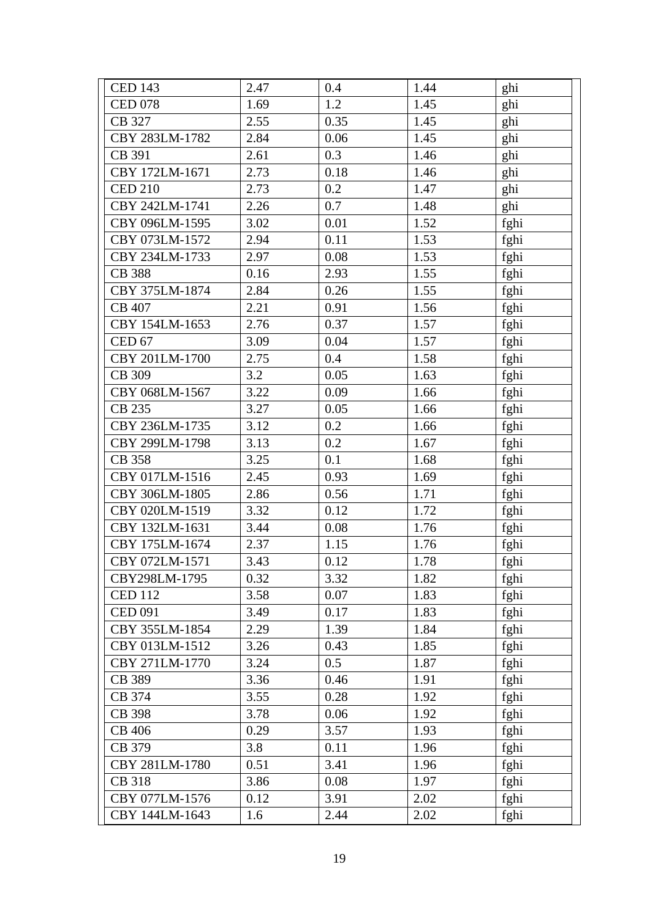| | | | | |
|---|---|---|---|---|
| CED 143 | 2.47 | 0.4 | 1.44 | ghi |
| CED 078 | 1.69 | 1.2 | 1.45 | ghi |
| CB 327 | 2.55 | 0.35 | 1.45 | ghi |
| CBY 283LM-1782 | 2.84 | 0.06 | 1.45 | ghi |
| CB 391 | 2.61 | 0.3 | 1.46 | ghi |
| CBY 172LM-1671 | 2.73 | 0.18 | 1.46 | ghi |
| CED 210 | 2.73 | 0.2 | 1.47 | ghi |
| CBY 242LM-1741 | 2.26 | 0.7 | 1.48 | ghi |
| CBY 096LM-1595 | 3.02 | 0.01 | 1.52 | fghi |
| CBY 073LM-1572 | 2.94 | 0.11 | 1.53 | fghi |
| CBY 234LM-1733 | 2.97 | 0.08 | 1.53 | fghi |
| CB 388 | 0.16 | 2.93 | 1.55 | fghi |
| CBY 375LM-1874 | 2.84 | 0.26 | 1.55 | fghi |
| CB 407 | 2.21 | 0.91 | 1.56 | fghi |
| CBY 154LM-1653 | 2.76 | 0.37 | 1.57 | fghi |
| CED 67 | 3.09 | 0.04 | 1.57 | fghi |
| CBY 201LM-1700 | 2.75 | 0.4 | 1.58 | fghi |
| CB 309 | 3.2 | 0.05 | 1.63 | fghi |
| CBY 068LM-1567 | 3.22 | 0.09 | 1.66 | fghi |
| CB 235 | 3.27 | 0.05 | 1.66 | fghi |
| CBY 236LM-1735 | 3.12 | 0.2 | 1.66 | fghi |
| CBY 299LM-1798 | 3.13 | 0.2 | 1.67 | fghi |
| CB 358 | 3.25 | 0.1 | 1.68 | fghi |
| CBY 017LM-1516 | 2.45 | 0.93 | 1.69 | fghi |
| CBY 306LM-1805 | 2.86 | 0.56 | 1.71 | fghi |
| CBY 020LM-1519 | 3.32 | 0.12 | 1.72 | fghi |
| CBY 132LM-1631 | 3.44 | 0.08 | 1.76 | fghi |
| CBY 175LM-1674 | 2.37 | 1.15 | 1.76 | fghi |
| CBY 072LM-1571 | 3.43 | 0.12 | 1.78 | fghi |
| CBY298LM-1795 | 0.32 | 3.32 | 1.82 | fghi |
| CED 112 | 3.58 | 0.07 | 1.83 | fghi |
| CED 091 | 3.49 | 0.17 | 1.83 | fghi |
| CBY 355LM-1854 | 2.29 | 1.39 | 1.84 | fghi |
| CBY 013LM-1512 | 3.26 | 0.43 | 1.85 | fghi |
| CBY 271LM-1770 | 3.24 | 0.5 | 1.87 | fghi |
| CB 389 | 3.36 | 0.46 | 1.91 | fghi |
| CB 374 | 3.55 | 0.28 | 1.92 | fghi |
| CB 398 | 3.78 | 0.06 | 1.92 | fghi |
| CB 406 | 0.29 | 3.57 | 1.93 | fghi |
| CB 379 | 3.8 | 0.11 | 1.96 | fghi |
| CBY 281LM-1780 | 0.51 | 3.41 | 1.96 | fghi |
| CB 318 | 3.86 | 0.08 | 1.97 | fghi |
| CBY 077LM-1576 | 0.12 | 3.91 | 2.02 | fghi |
| CBY 144LM-1643 | 1.6 | 2.44 | 2.02 | fghi |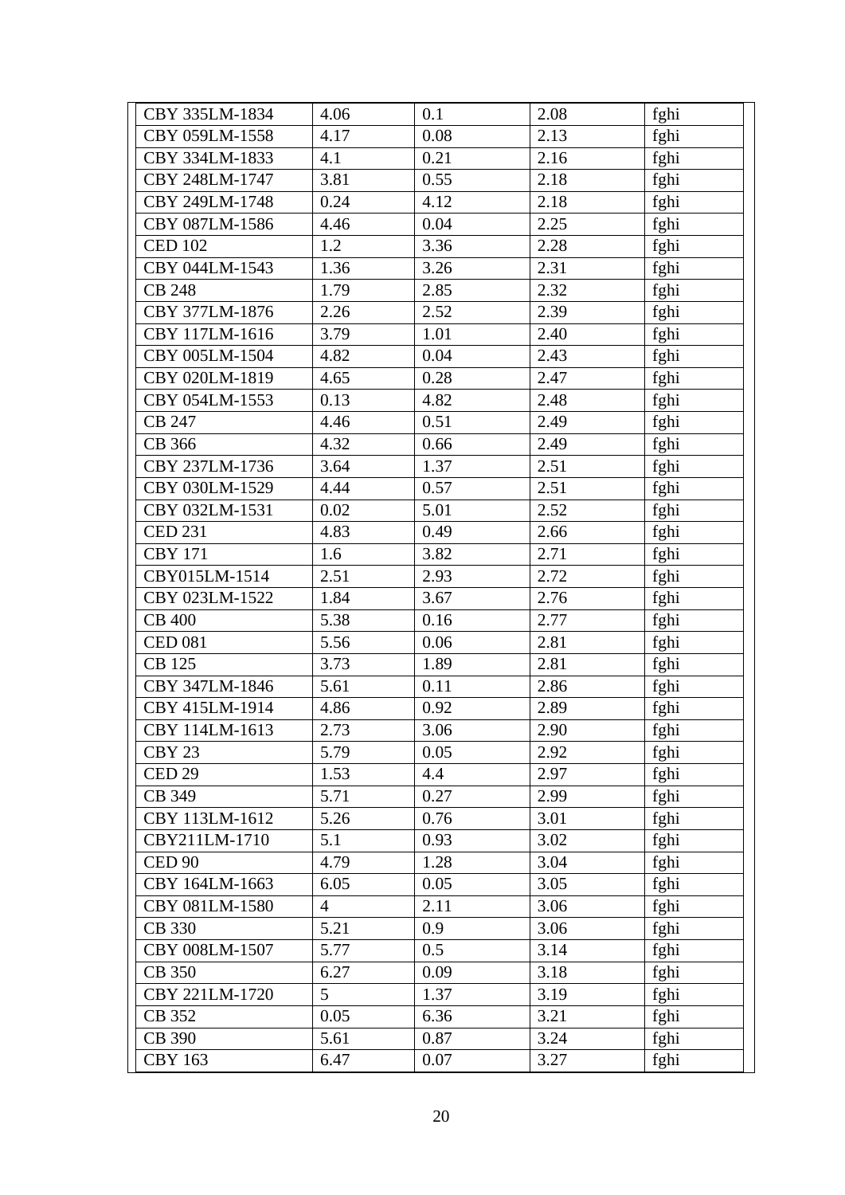| | | | | |
|---|---|---|---|---|
| CBY 335LM-1834 | 4.06 | 0.1 | 2.08 | fghi |
| CBY 059LM-1558 | 4.17 | 0.08 | 2.13 | fghi |
| CBY 334LM-1833 | 4.1 | 0.21 | 2.16 | fghi |
| CBY 248LM-1747 | 3.81 | 0.55 | 2.18 | fghi |
| CBY 249LM-1748 | 0.24 | 4.12 | 2.18 | fghi |
| CBY 087LM-1586 | 4.46 | 0.04 | 2.25 | fghi |
| CED 102 | 1.2 | 3.36 | 2.28 | fghi |
| CBY 044LM-1543 | 1.36 | 3.26 | 2.31 | fghi |
| CB 248 | 1.79 | 2.85 | 2.32 | fghi |
| CBY 377LM-1876 | 2.26 | 2.52 | 2.39 | fghi |
| CBY 117LM-1616 | 3.79 | 1.01 | 2.40 | fghi |
| CBY 005LM-1504 | 4.82 | 0.04 | 2.43 | fghi |
| CBY 020LM-1819 | 4.65 | 0.28 | 2.47 | fghi |
| CBY 054LM-1553 | 0.13 | 4.82 | 2.48 | fghi |
| CB 247 | 4.46 | 0.51 | 2.49 | fghi |
| CB 366 | 4.32 | 0.66 | 2.49 | fghi |
| CBY 237LM-1736 | 3.64 | 1.37 | 2.51 | fghi |
| CBY 030LM-1529 | 4.44 | 0.57 | 2.51 | fghi |
| CBY 032LM-1531 | 0.02 | 5.01 | 2.52 | fghi |
| CED 231 | 4.83 | 0.49 | 2.66 | fghi |
| CBY 171 | 1.6 | 3.82 | 2.71 | fghi |
| CBY015LM-1514 | 2.51 | 2.93 | 2.72 | fghi |
| CBY 023LM-1522 | 1.84 | 3.67 | 2.76 | fghi |
| CB 400 | 5.38 | 0.16 | 2.77 | fghi |
| CED 081 | 5.56 | 0.06 | 2.81 | fghi |
| CB 125 | 3.73 | 1.89 | 2.81 | fghi |
| CBY 347LM-1846 | 5.61 | 0.11 | 2.86 | fghi |
| CBY 415LM-1914 | 4.86 | 0.92 | 2.89 | fghi |
| CBY 114LM-1613 | 2.73 | 3.06 | 2.90 | fghi |
| CBY 23 | 5.79 | 0.05 | 2.92 | fghi |
| CED 29 | 1.53 | 4.4 | 2.97 | fghi |
| CB 349 | 5.71 | 0.27 | 2.99 | fghi |
| CBY 113LM-1612 | 5.26 | 0.76 | 3.01 | fghi |
| CBY211LM-1710 | 5.1 | 0.93 | 3.02 | fghi |
| CED 90 | 4.79 | 1.28 | 3.04 | fghi |
| CBY 164LM-1663 | 6.05 | 0.05 | 3.05 | fghi |
| CBY 081LM-1580 | 4 | 2.11 | 3.06 | fghi |
| CB 330 | 5.21 | 0.9 | 3.06 | fghi |
| CBY 008LM-1507 | 5.77 | 0.5 | 3.14 | fghi |
| CB 350 | 6.27 | 0.09 | 3.18 | fghi |
| CBY 221LM-1720 | 5 | 1.37 | 3.19 | fghi |
| CB 352 | 0.05 | 6.36 | 3.21 | fghi |
| CB 390 | 5.61 | 0.87 | 3.24 | fghi |
| CBY 163 | 6.47 | 0.07 | 3.27 | fghi |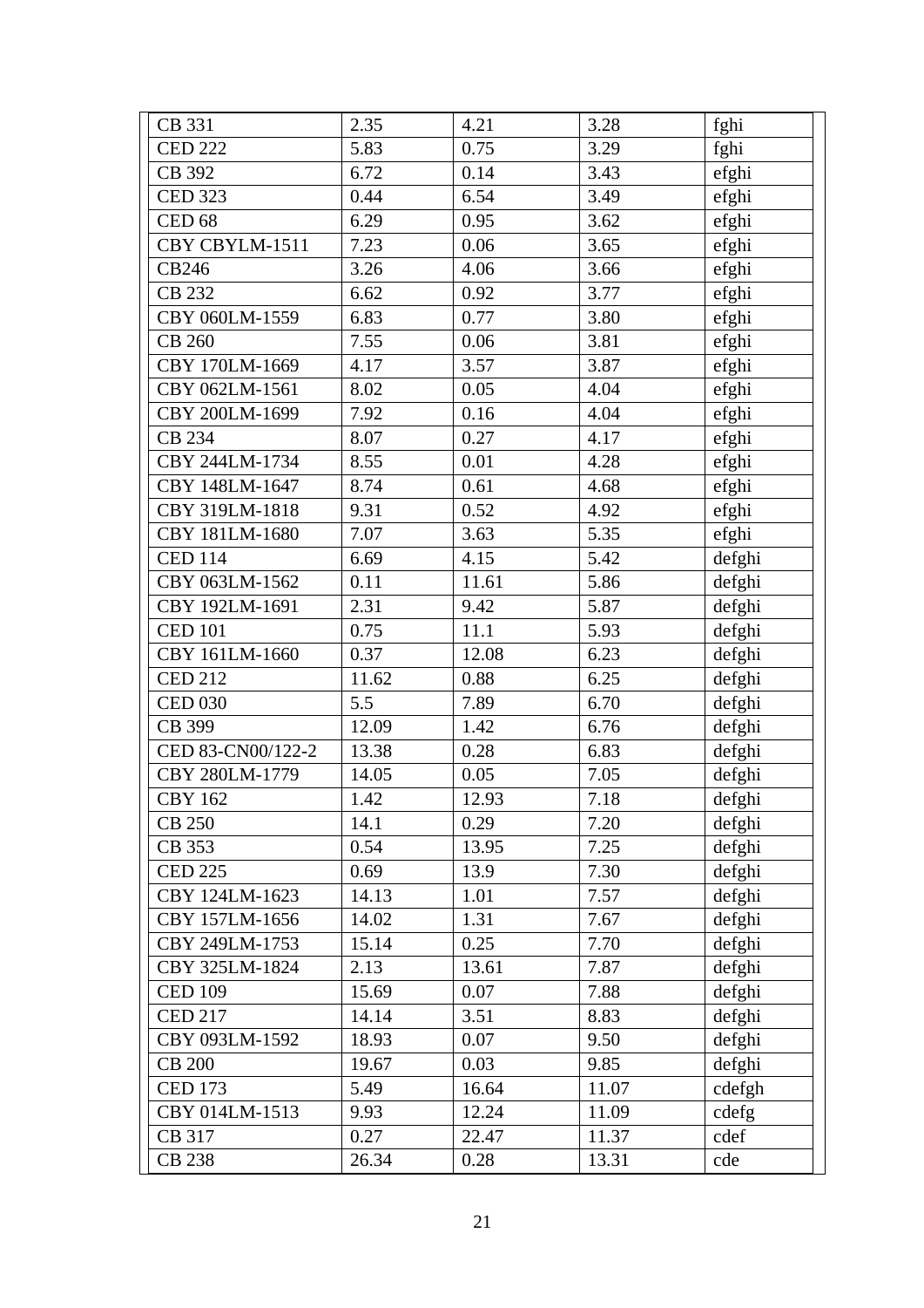| CB 331 | 2.35 | 4.21 | 3.28 | fghi |
|---|---|---|---|---|
| CED 222 | 5.83 | 0.75 | 3.29 | fghi |
| CB 392 | 6.72 | 0.14 | 3.43 | efghi |
| CED 323 | 0.44 | 6.54 | 3.49 | efghi |
| CED 68 | 6.29 | 0.95 | 3.62 | efghi |
| CBY CBYLM-1511 | 7.23 | 0.06 | 3.65 | efghi |
| CB246 | 3.26 | 4.06 | 3.66 | efghi |
| CB 232 | 6.62 | 0.92 | 3.77 | efghi |
| CBY 060LM-1559 | 6.83 | 0.77 | 3.80 | efghi |
| CB 260 | 7.55 | 0.06 | 3.81 | efghi |
| CBY 170LM-1669 | 4.17 | 3.57 | 3.87 | efghi |
| CBY 062LM-1561 | 8.02 | 0.05 | 4.04 | efghi |
| CBY 200LM-1699 | 7.92 | 0.16 | 4.04 | efghi |
| CB 234 | 8.07 | 0.27 | 4.17 | efghi |
| CBY 244LM-1734 | 8.55 | 0.01 | 4.28 | efghi |
| CBY 148LM-1647 | 8.74 | 0.61 | 4.68 | efghi |
| CBY 319LM-1818 | 9.31 | 0.52 | 4.92 | efghi |
| CBY 181LM-1680 | 7.07 | 3.63 | 5.35 | efghi |
| CED 114 | 6.69 | 4.15 | 5.42 | defghi |
| CBY 063LM-1562 | 0.11 | 11.61 | 5.86 | defghi |
| CBY 192LM-1691 | 2.31 | 9.42 | 5.87 | defghi |
| CED 101 | 0.75 | 11.1 | 5.93 | defghi |
| CBY 161LM-1660 | 0.37 | 12.08 | 6.23 | defghi |
| CED 212 | 11.62 | 0.88 | 6.25 | defghi |
| CED 030 | 5.5 | 7.89 | 6.70 | defghi |
| CB 399 | 12.09 | 1.42 | 6.76 | defghi |
| CED 83-CN00/122-2 | 13.38 | 0.28 | 6.83 | defghi |
| CBY 280LM-1779 | 14.05 | 0.05 | 7.05 | defghi |
| CBY 162 | 1.42 | 12.93 | 7.18 | defghi |
| CB 250 | 14.1 | 0.29 | 7.20 | defghi |
| CB 353 | 0.54 | 13.95 | 7.25 | defghi |
| CED 225 | 0.69 | 13.9 | 7.30 | defghi |
| CBY 124LM-1623 | 14.13 | 1.01 | 7.57 | defghi |
| CBY 157LM-1656 | 14.02 | 1.31 | 7.67 | defghi |
| CBY 249LM-1753 | 15.14 | 0.25 | 7.70 | defghi |
| CBY 325LM-1824 | 2.13 | 13.61 | 7.87 | defghi |
| CED 109 | 15.69 | 0.07 | 7.88 | defghi |
| CED 217 | 14.14 | 3.51 | 8.83 | defghi |
| CBY 093LM-1592 | 18.93 | 0.07 | 9.50 | defghi |
| CB 200 | 19.67 | 0.03 | 9.85 | defghi |
| CED 173 | 5.49 | 16.64 | 11.07 | cdefgh |
| CBY 014LM-1513 | 9.93 | 12.24 | 11.09 | cdefg |
| CB 317 | 0.27 | 22.47 | 11.37 | cdef |
| CB 238 | 26.34 | 0.28 | 13.31 | cde |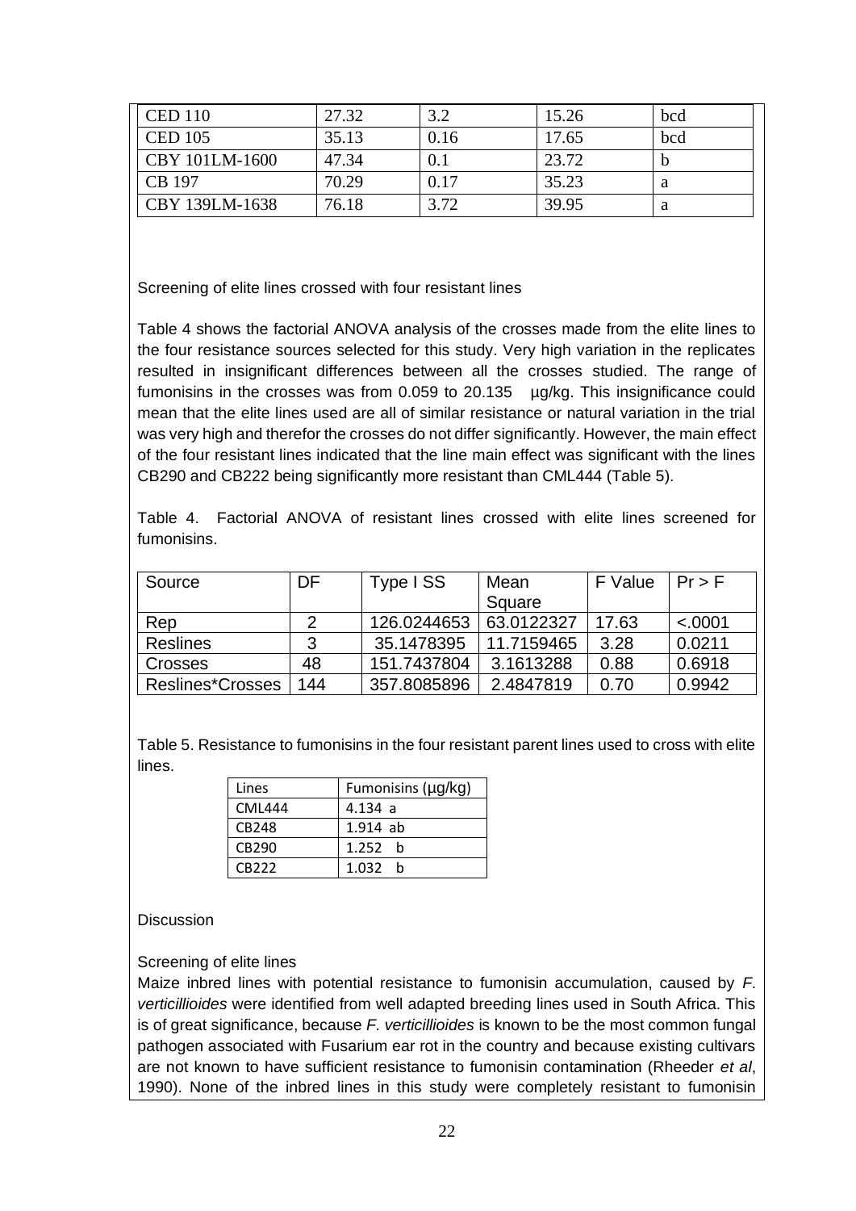| CED 110 | 27.32 | 3.2 | 15.26 | bcd |
|---|---|---|---|---|
| CED 105 | 35.13 | 0.16 | 17.65 | bcd |
| CBY 101LM-1600 | 47.34 | 0.1 | 23.72 | b |
| CB 197 | 70.29 | 0.17 | 35.23 | a |
| CBY 139LM-1638 | 76.18 | 3.72 | 39.95 | a |

Screening of elite lines crossed with four resistant lines

Table 4 shows the factorial ANOVA analysis of the crosses made from the elite lines to the four resistance sources selected for this study. Very high variation in the replicates resulted in insignificant differences between all the crosses studied. The range of fumonisins in the crosses was from 0.059 to 20.135 µg/kg. This insignificance could mean that the elite lines used are all of similar resistance or natural variation in the trial was very high and therefor the crosses do not differ significantly. However, the main effect of the four resistant lines indicated that the line main effect was significant with the lines CB290 and CB222 being significantly more resistant than CML444 (Table 5).

Table 4. Factorial ANOVA of resistant lines crossed with elite lines screened for fumonisins.

| Source | DF | Type I SS | Mean Square | F Value | Pr > F |
|---|---|---|---|---|---|
| Rep | 2 | 126.0244653 | 63.0122327 | 17.63 | <.0001 |
| Reslines | 3 | 35.1478395 | 11.7159465 | 3.28 | 0.0211 |
| Crosses | 48 | 151.7437804 | 3.1613288 | 0.88 | 0.6918 |
| Reslines*Crosses | 144 | 357.8085896 | 2.4847819 | 0.70 | 0.9942 |

Table 5. Resistance to fumonisins in the four resistant parent lines used to cross with elite lines.

| Lines | Fumonisins (µg/kg) |
|---|---|
| CML444 | 4.134 a |
| CB248 | 1.914 ab |
| CB290 | 1.252 b |
| CB222 | 1.032 b |

Discussion

Screening of elite lines

Maize inbred lines with potential resistance to fumonisin accumulation, caused by *F. verticillioides* were identified from well adapted breeding lines used in South Africa. This is of great significance, because *F. verticillioides* is known to be the most common fungal pathogen associated with Fusarium ear rot in the country and because existing cultivars are not known to have sufficient resistance to fumonisin contamination (Rheeder *et al*, 1990). None of the inbred lines in this study were completely resistant to fumonisin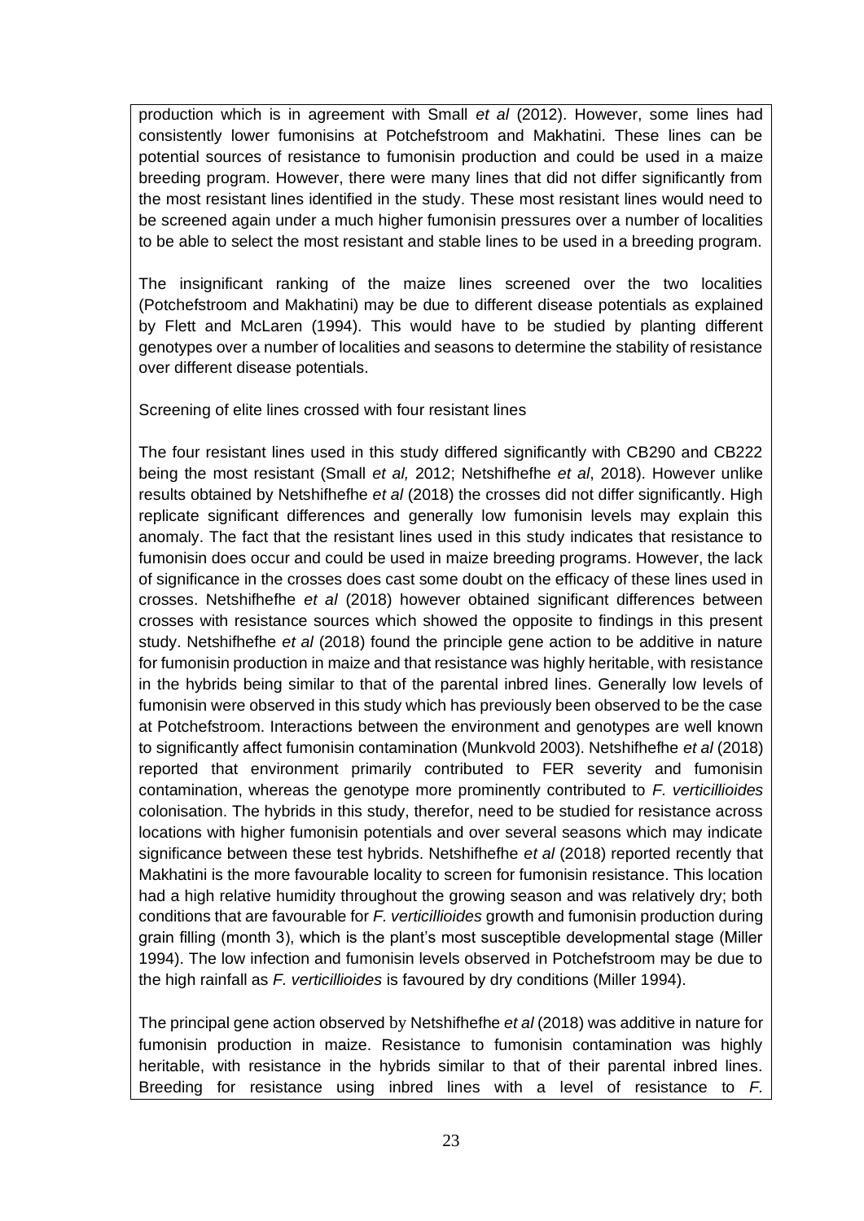production which is in agreement with Small *et al* (2012). However, some lines had consistently lower fumonisins at Potchefstroom and Makhatini. These lines can be potential sources of resistance to fumonisin production and could be used in a maize breeding program. However, there were many lines that did not differ significantly from the most resistant lines identified in the study. These most resistant lines would need to be screened again under a much higher fumonisin pressures over a number of localities to be able to select the most resistant and stable lines to be used in a breeding program.

The insignificant ranking of the maize lines screened over the two localities (Potchefstroom and Makhatini) may be due to different disease potentials as explained by Flett and McLaren (1994). This would have to be studied by planting different genotypes over a number of localities and seasons to determine the stability of resistance over different disease potentials.

Screening of elite lines crossed with four resistant lines

The four resistant lines used in this study differed significantly with CB290 and CB222 being the most resistant (Small *et al,* 2012; Netshifhefhe *et al*, 2018). However unlike results obtained by Netshifhefhe *et al* (2018) the crosses did not differ significantly. High replicate significant differences and generally low fumonisin levels may explain this anomaly. The fact that the resistant lines used in this study indicates that resistance to fumonisin does occur and could be used in maize breeding programs. However, the lack of significance in the crosses does cast some doubt on the efficacy of these lines used in crosses. Netshifhefhe *et al* (2018) however obtained significant differences between crosses with resistance sources which showed the opposite to findings in this present study. Netshifhefhe *et al* (2018) found the principle gene action to be additive in nature for fumonisin production in maize and that resistance was highly heritable, with resistance in the hybrids being similar to that of the parental inbred lines. Generally low levels of fumonisin were observed in this study which has previously been observed to be the case at Potchefstroom. Interactions between the environment and genotypes are well known to significantly affect fumonisin contamination (Munkvold 2003). Netshifhefhe *et al* (2018) reported that environment primarily contributed to FER severity and fumonisin contamination, whereas the genotype more prominently contributed to *F. verticillioides* colonisation. The hybrids in this study, therefor, need to be studied for resistance across locations with higher fumonisin potentials and over several seasons which may indicate significance between these test hybrids. Netshifhefhe *et al* (2018) reported recently that Makhatini is the more favourable locality to screen for fumonisin resistance. This location had a high relative humidity throughout the growing season and was relatively dry; both conditions that are favourable for *F. verticillioides* growth and fumonisin production during grain filling (month 3), which is the plant's most susceptible developmental stage (Miller 1994). The low infection and fumonisin levels observed in Potchefstroom may be due to the high rainfall as *F. verticillioides* is favoured by dry conditions (Miller 1994).

The principal gene action observed by Netshifhefhe *et al* (2018) was additive in nature for fumonisin production in maize. Resistance to fumonisin contamination was highly heritable, with resistance in the hybrids similar to that of their parental inbred lines. Breeding for resistance using inbred lines with a level of resistance to *F.*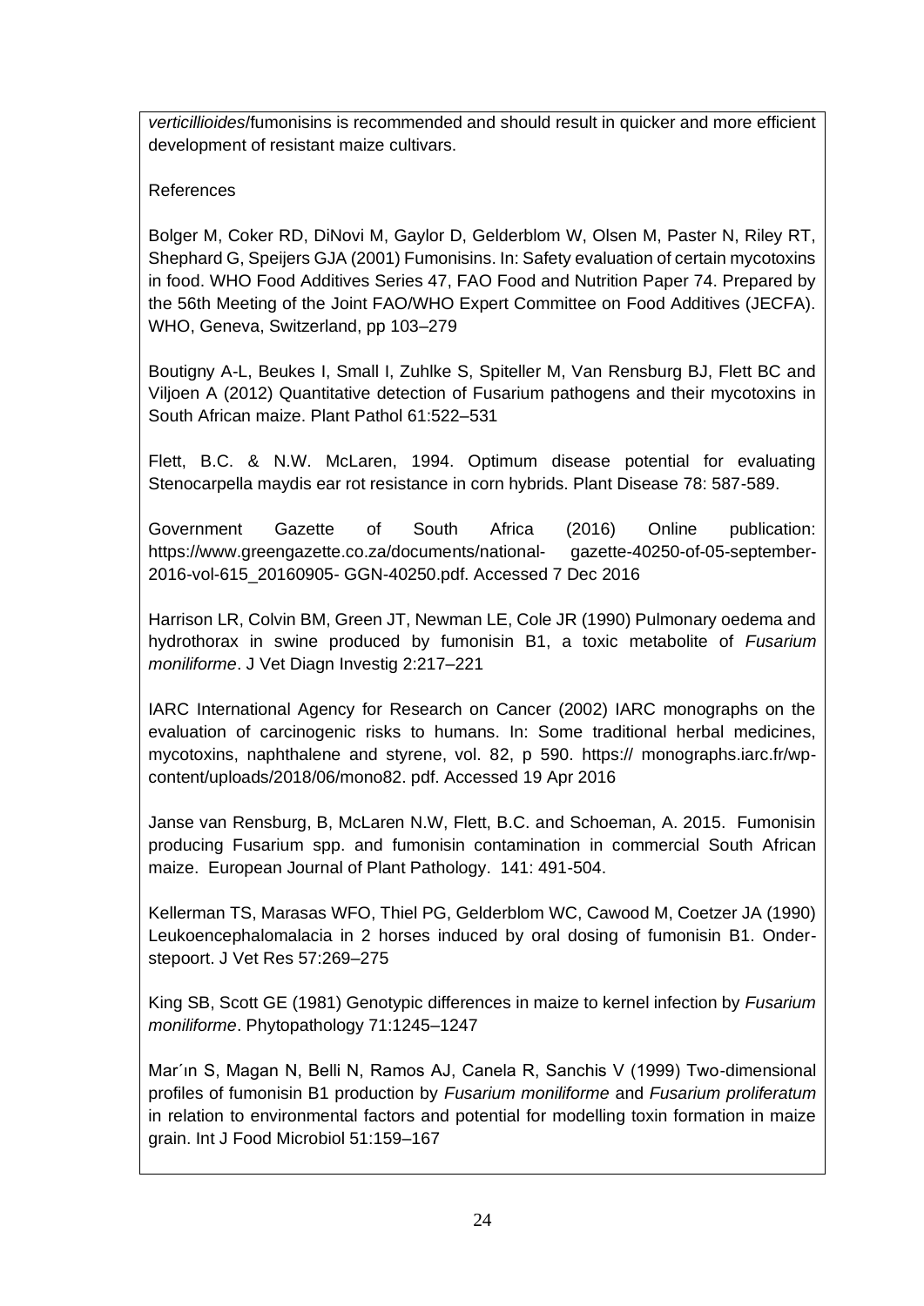*verticillioides*/fumonisins is recommended and should result in quicker and more efficient development of resistant maize cultivars.

References

Bolger M, Coker RD, DiNovi M, Gaylor D, Gelderblom W, Olsen M, Paster N, Riley RT, Shephard G, Speijers GJA (2001) Fumonisins. In: Safety evaluation of certain mycotoxins in food. WHO Food Additives Series 47, FAO Food and Nutrition Paper 74. Prepared by the 56th Meeting of the Joint FAO/WHO Expert Committee on Food Additives (JECFA). WHO, Geneva, Switzerland, pp 103–279

Boutigny A-L, Beukes I, Small I, Zuhlke S, Spiteller M, Van Rensburg BJ, Flett BC and Viljoen A (2012) Quantitative detection of Fusarium pathogens and their mycotoxins in South African maize. Plant Pathol 61:522–531

Flett, B.C. & N.W. McLaren, 1994. Optimum disease potential for evaluating Stenocarpella maydis ear rot resistance in corn hybrids. Plant Disease 78: 587-589.

Government Gazette of South Africa (2016) Online publication: https://www.greengazette.co.za/documents/national- gazette-40250-of-05-september-2016-vol-615_20160905- GGN-40250.pdf. Accessed 7 Dec 2016

Harrison LR, Colvin BM, Green JT, Newman LE, Cole JR (1990) Pulmonary oedema and hydrothorax in swine produced by fumonisin B1, a toxic metabolite of *Fusarium moniliforme*. J Vet Diagn Investig 2:217–221

IARC International Agency for Research on Cancer (2002) IARC monographs on the evaluation of carcinogenic risks to humans. In: Some traditional herbal medicines, mycotoxins, naphthalene and styrene, vol. 82, p 590. https:// monographs.iarc.fr/wp-content/uploads/2018/06/mono82. pdf. Accessed 19 Apr 2016

Janse van Rensburg, B, McLaren N.W, Flett, B.C. and Schoeman, A. 2015. Fumonisin producing Fusarium spp. and fumonisin contamination in commercial South African maize. European Journal of Plant Pathology. 141: 491-504.

Kellerman TS, Marasas WFO, Thiel PG, Gelderblom WC, Cawood M, Coetzer JA (1990) Leukoencephalomalacia in 2 horses induced by oral dosing of fumonisin B1. Onderstepoort. J Vet Res 57:269–275

King SB, Scott GE (1981) Genotypic differences in maize to kernel infection by *Fusarium moniliforme*. Phytopathology 71:1245–1247

Mar´ın S, Magan N, Belli N, Ramos AJ, Canela R, Sanchis V (1999) Two-dimensional profiles of fumonisin B1 production by *Fusarium moniliforme* and *Fusarium proliferatum* in relation to environmental factors and potential for modelling toxin formation in maize grain. Int J Food Microbiol 51:159–167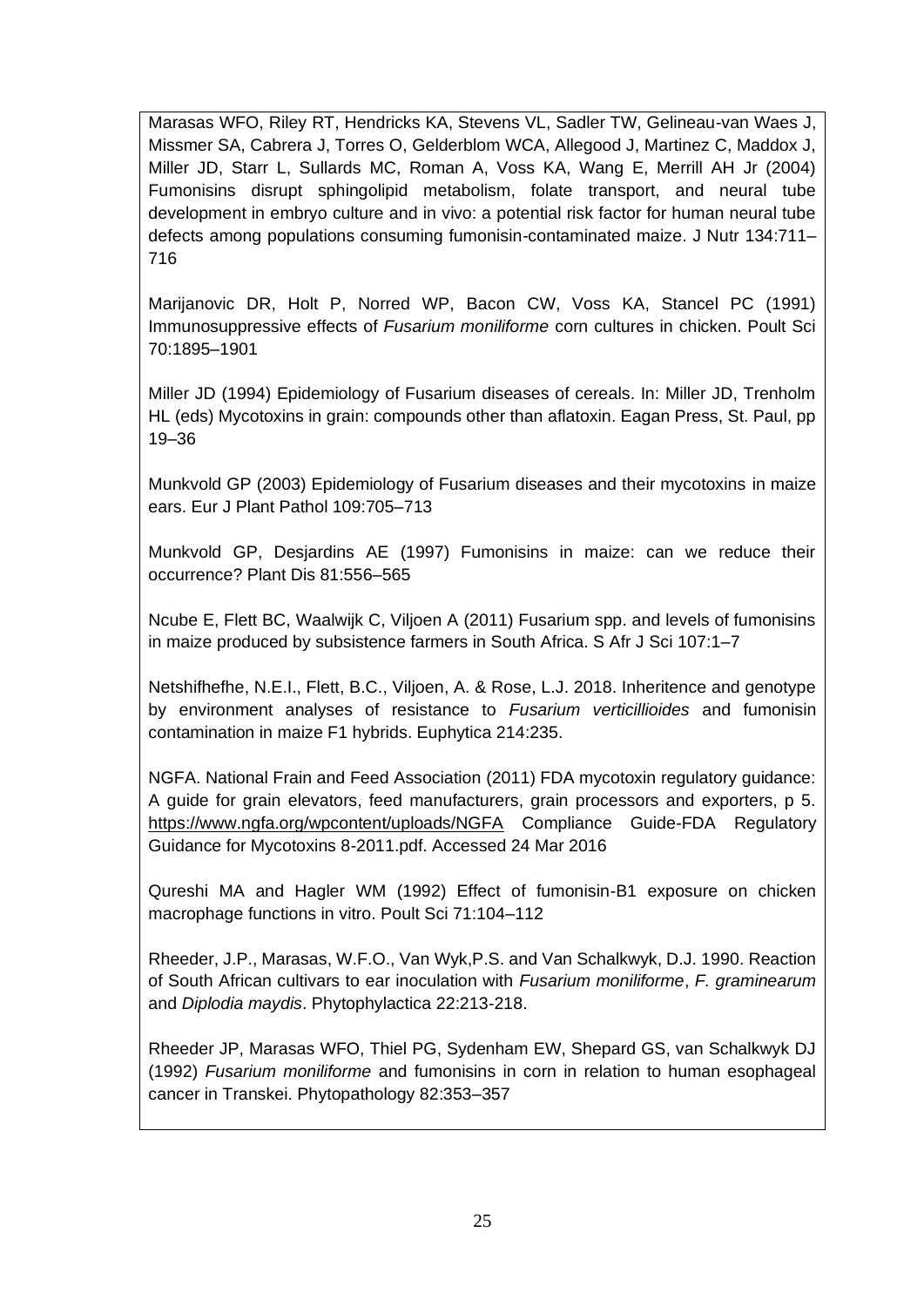Marasas WFO, Riley RT, Hendricks KA, Stevens VL, Sadler TW, Gelineau-van Waes J, Missmer SA, Cabrera J, Torres O, Gelderblom WCA, Allegood J, Martinez C, Maddox J, Miller JD, Starr L, Sullards MC, Roman A, Voss KA, Wang E, Merrill AH Jr (2004) Fumonisins disrupt sphingolipid metabolism, folate transport, and neural tube development in embryo culture and in vivo: a potential risk factor for human neural tube defects among populations consuming fumonisin-contaminated maize. J Nutr 134:711–716

Marijanovic DR, Holt P, Norred WP, Bacon CW, Voss KA, Stancel PC (1991) Immunosuppressive effects of *Fusarium moniliforme* corn cultures in chicken. Poult Sci 70:1895–1901

Miller JD (1994) Epidemiology of Fusarium diseases of cereals. In: Miller JD, Trenholm HL (eds) Mycotoxins in grain: compounds other than aflatoxin. Eagan Press, St. Paul, pp 19–36

Munkvold GP (2003) Epidemiology of Fusarium diseases and their mycotoxins in maize ears. Eur J Plant Pathol 109:705–713

Munkvold GP, Desjardins AE (1997) Fumonisins in maize: can we reduce their occurrence? Plant Dis 81:556–565

Ncube E, Flett BC, Waalwijk C, Viljoen A (2011) Fusarium spp. and levels of fumonisins in maize produced by subsistence farmers in South Africa. S Afr J Sci 107:1–7

Netshifhefhe, N.E.I., Flett, B.C., Viljoen, A. & Rose, L.J. 2018. Inheritence and genotype by environment analyses of resistance to *Fusarium verticillioides* and fumonisin contamination in maize F1 hybrids. Euphytica 214:235.

NGFA. National Frain and Feed Association (2011) FDA mycotoxin regulatory guidance: A guide for grain elevators, feed manufacturers, grain processors and exporters, p 5. https://www.ngfa.org/wpcontent/uploads/NGFA Compliance Guide-FDA Regulatory Guidance for Mycotoxins 8-2011.pdf. Accessed 24 Mar 2016

Qureshi MA and Hagler WM (1992) Effect of fumonisin-B1 exposure on chicken macrophage functions in vitro. Poult Sci 71:104–112

Rheeder, J.P., Marasas, W.F.O., Van Wyk,P.S. and Van Schalkwyk, D.J. 1990. Reaction of South African cultivars to ear inoculation with *Fusarium moniliforme*, *F. graminearum* and *Diplodia maydis*. Phytophylactica 22:213-218.

Rheeder JP, Marasas WFO, Thiel PG, Sydenham EW, Shepard GS, van Schalkwyk DJ (1992) *Fusarium moniliforme* and fumonisins in corn in relation to human esophageal cancer in Transkei. Phytopathology 82:353–357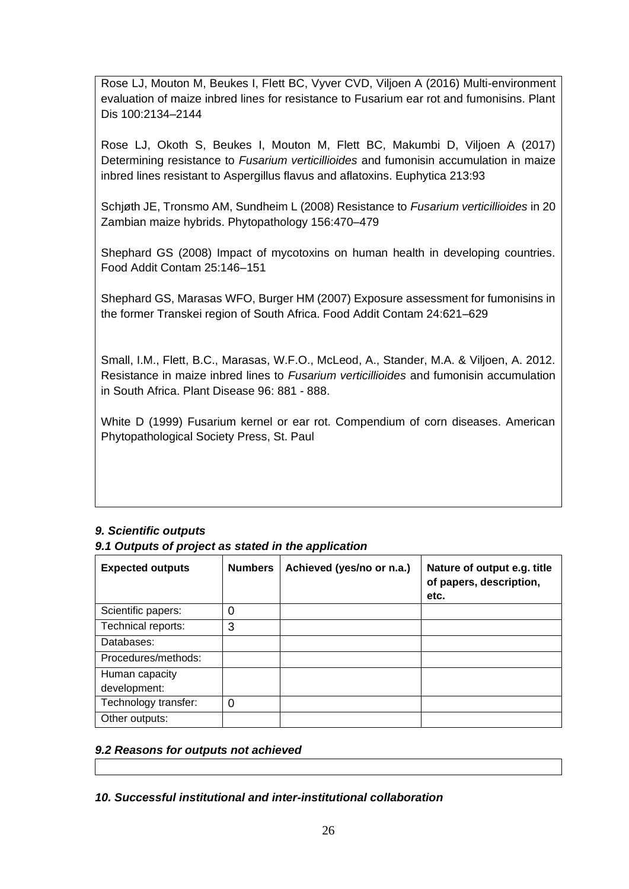Rose LJ, Mouton M, Beukes I, Flett BC, Vyver CVD, Viljoen A (2016) Multi-environment evaluation of maize inbred lines for resistance to Fusarium ear rot and fumonisins. Plant Dis 100:2134–2144

Rose LJ, Okoth S, Beukes I, Mouton M, Flett BC, Makumbi D, Viljoen A (2017) Determining resistance to *Fusarium verticillioides* and fumonisin accumulation in maize inbred lines resistant to Aspergillus flavus and aflatoxins. Euphytica 213:93

Schjøth JE, Tronsmo AM, Sundheim L (2008) Resistance to *Fusarium verticillioides* in 20 Zambian maize hybrids. Phytopathology 156:470–479

Shephard GS (2008) Impact of mycotoxins on human health in developing countries. Food Addit Contam 25:146–151

Shephard GS, Marasas WFO, Burger HM (2007) Exposure assessment for fumonisins in the former Transkei region of South Africa. Food Addit Contam 24:621–629

Small, I.M., Flett, B.C., Marasas, W.F.O., McLeod, A., Stander, M.A. & Viljoen, A. 2012. Resistance in maize inbred lines to *Fusarium verticillioides* and fumonisin accumulation in South Africa. Plant Disease 96: 881 - 888.

White D (1999) Fusarium kernel or ear rot. Compendium of corn diseases. American Phytopathological Society Press, St. Paul

***9. Scientific outputs***

***9.1 Outputs of project as stated in the application***

| Expected outputs | Numbers | Achieved (yes/no or n.a.) | Nature of output e.g. title of papers, description, etc. |
|---|---|---|---|
| Scientific papers: | 0 | | |
| Technical reports: | 3 | | |
| Databases: | | | |
| Procedures/methods: | | | |
| Human capacity development: | | | |
| Technology transfer: | 0 | | |
| Other outputs: | | | |

***9.2 Reasons for outputs not achieved***

***10. Successful institutional and inter-institutional collaboration***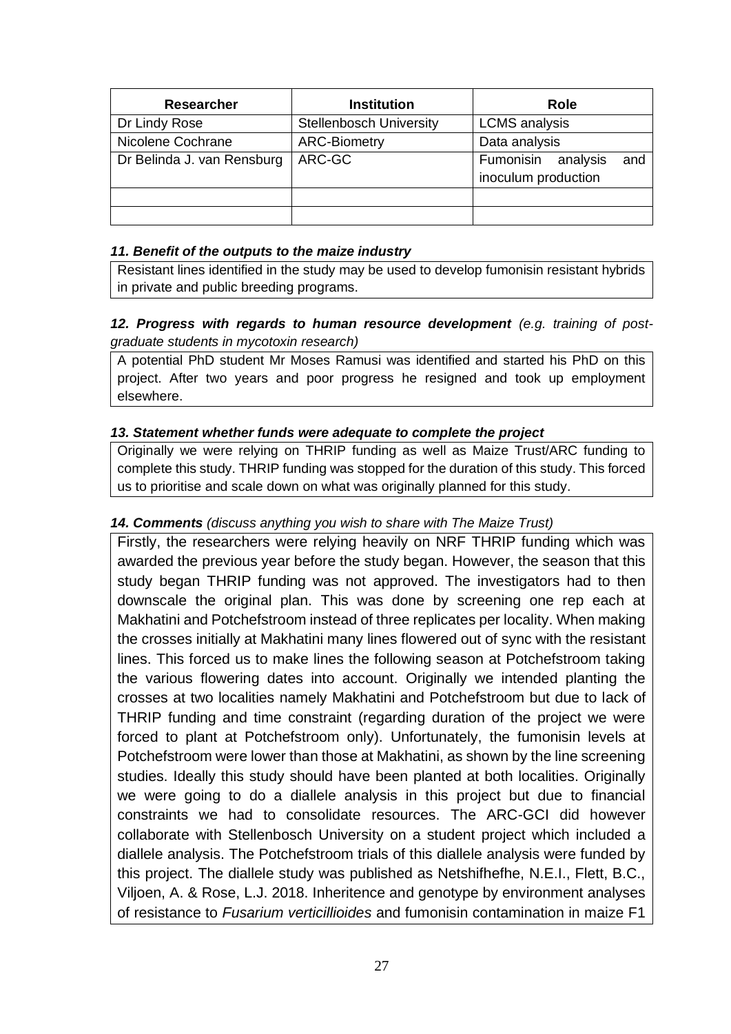| Researcher | Institution | Role |
|---|---|---|
| Dr Lindy Rose | Stellenbosch University | LCMS analysis |
| Nicolene Cochrane | ARC-Biometry | Data analysis |
| Dr Belinda J. van Rensburg | ARC-GC | Fumonisin analysis and inoculum production |
| | | |
| | | |

***11. Benefit of the outputs to the maize industry***

Resistant lines identified in the study may be used to develop fumonisin resistant hybrids in private and public breeding programs.

***12. Progress with regards to human resource development*** *(e.g. training of post-graduate students in mycotoxin research)*

A potential PhD student Mr Moses Ramusi was identified and started his PhD on this project. After two years and poor progress he resigned and took up employment elsewhere.

***13. Statement whether funds were adequate to complete the project***

Originally we were relying on THRIP funding as well as Maize Trust/ARC funding to complete this study. THRIP funding was stopped for the duration of this study. This forced us to prioritise and scale down on what was originally planned for this study.

***14. Comments*** *(discuss anything you wish to share with The Maize Trust)*

Firstly, the researchers were relying heavily on NRF THRIP funding which was awarded the previous year before the study began. However, the season that this study began THRIP funding was not approved. The investigators had to then downscale the original plan. This was done by screening one rep each at Makhatini and Potchefstroom instead of three replicates per locality. When making the crosses initially at Makhatini many lines flowered out of sync with the resistant lines. This forced us to make lines the following season at Potchefstroom taking the various flowering dates into account. Originally we intended planting the crosses at two localities namely Makhatini and Potchefstroom but due to lack of THRIP funding and time constraint (regarding duration of the project we were forced to plant at Potchefstroom only). Unfortunately, the fumonisin levels at Potchefstroom were lower than those at Makhatini, as shown by the line screening studies. Ideally this study should have been planted at both localities. Originally we were going to do a diallele analysis in this project but due to financial constraints we had to consolidate resources. The ARC-GCI did however collaborate with Stellenbosch University on a student project which included a diallele analysis. The Potchefstroom trials of this diallele analysis were funded by this project. The diallele study was published as Netshifhefhe, N.E.I., Flett, B.C., Viljoen, A. & Rose, L.J. 2018. Inheritence and genotype by environment analyses of resistance to *Fusarium verticillioides* and fumonisin contamination in maize F1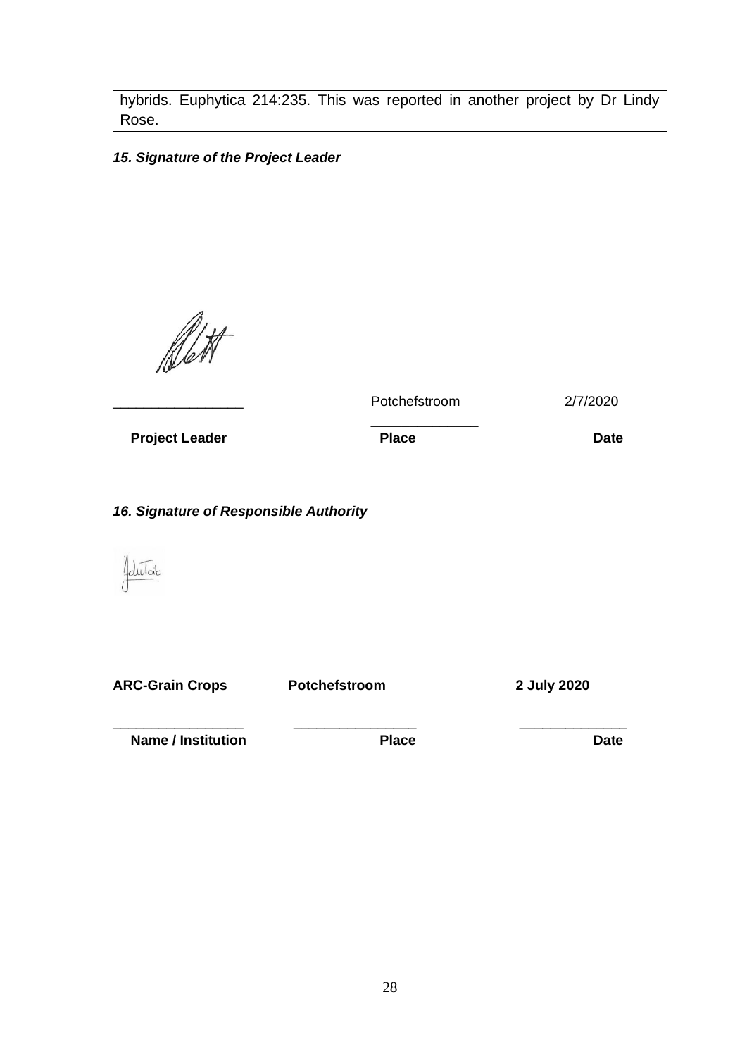hybrids. Euphytica 214:235. This was reported in another project by Dr Lindy Rose.

***15. Signature of the Project Leader***

| | | |
|---|---|---|
| _________________ | Potchefstroom | 2/7/2020 |
| **Project Leader** | **Place** | **Date** |

***16. Signature of Responsible Authority***

| | | |
|---|---|---|
| **ARC-Grain Crops** | **Potchefstroom** | **2 July 2020** |
| **Name / Institution** | **Place** | **Date** |